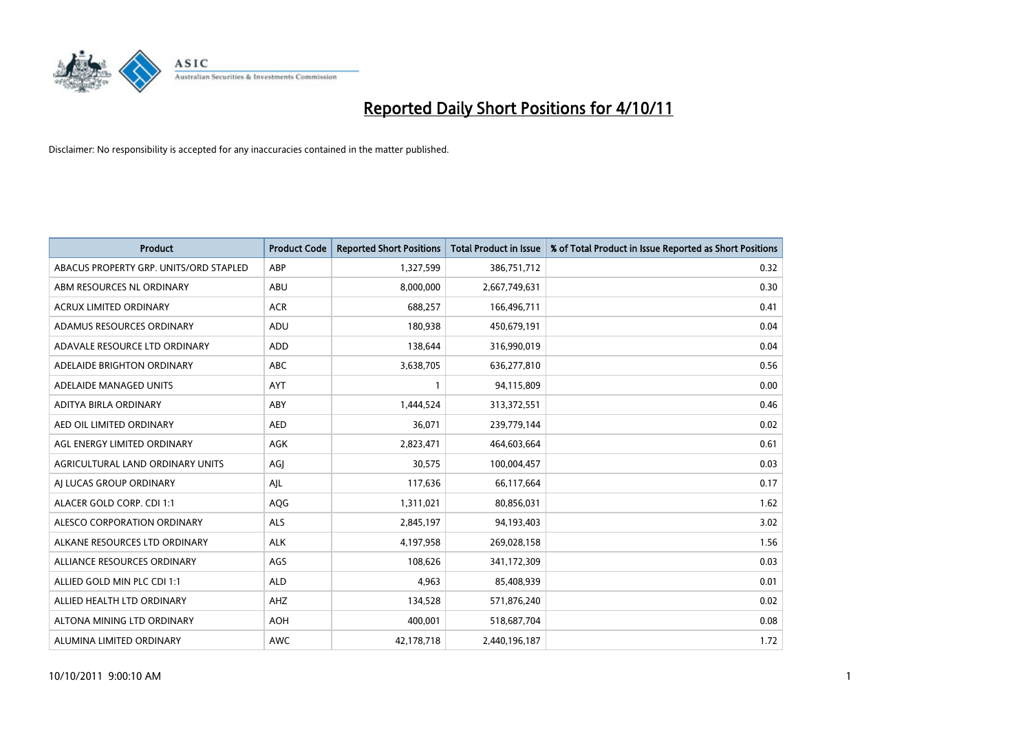# Reported Daily Short Positions for 4/10/11

Disclaimer: No responsibility is accepted for any inaccuracies contained in the matter published.

| Product | Product Code | Reported Short Positions | Total Product in Issue | % of Total Product in Issue Reported as Short Positions |
|---|---|---|---|---|
| ABACUS PROPERTY GRP. UNITS/ORD STAPLED | ABP | 1,327,599 | 386,751,712 | 0.32 |
| ABM RESOURCES NL ORDINARY | ABU | 8,000,000 | 2,667,749,631 | 0.30 |
| ACRUX LIMITED ORDINARY | ACR | 688,257 | 166,496,711 | 0.41 |
| ADAMUS RESOURCES ORDINARY | ADU | 180,938 | 450,679,191 | 0.04 |
| ADAVALE RESOURCE LTD ORDINARY | ADD | 138,644 | 316,990,019 | 0.04 |
| ADELAIDE BRIGHTON ORDINARY | ABC | 3,638,705 | 636,277,810 | 0.56 |
| ADELAIDE MANAGED UNITS | AYT | 1 | 94,115,809 | 0.00 |
| ADITYA BIRLA ORDINARY | ABY | 1,444,524 | 313,372,551 | 0.46 |
| AED OIL LIMITED ORDINARY | AED | 36,071 | 239,779,144 | 0.02 |
| AGL ENERGY LIMITED ORDINARY | AGK | 2,823,471 | 464,603,664 | 0.61 |
| AGRICULTURAL LAND ORDINARY UNITS | AGJ | 30,575 | 100,004,457 | 0.03 |
| AJ LUCAS GROUP ORDINARY | AJL | 117,636 | 66,117,664 | 0.17 |
| ALACER GOLD CORP. CDI 1:1 | AQG | 1,311,021 | 80,856,031 | 1.62 |
| ALESCO CORPORATION ORDINARY | ALS | 2,845,197 | 94,193,403 | 3.02 |
| ALKANE RESOURCES LTD ORDINARY | ALK | 4,197,958 | 269,028,158 | 1.56 |
| ALLIANCE RESOURCES ORDINARY | AGS | 108,626 | 341,172,309 | 0.03 |
| ALLIED GOLD MIN PLC CDI 1:1 | ALD | 4,963 | 85,408,939 | 0.01 |
| ALLIED HEALTH LTD ORDINARY | AHZ | 134,528 | 571,876,240 | 0.02 |
| ALTONA MINING LTD ORDINARY | AOH | 400,001 | 518,687,704 | 0.08 |
| ALUMINA LIMITED ORDINARY | AWC | 42,178,718 | 2,440,196,187 | 1.72 |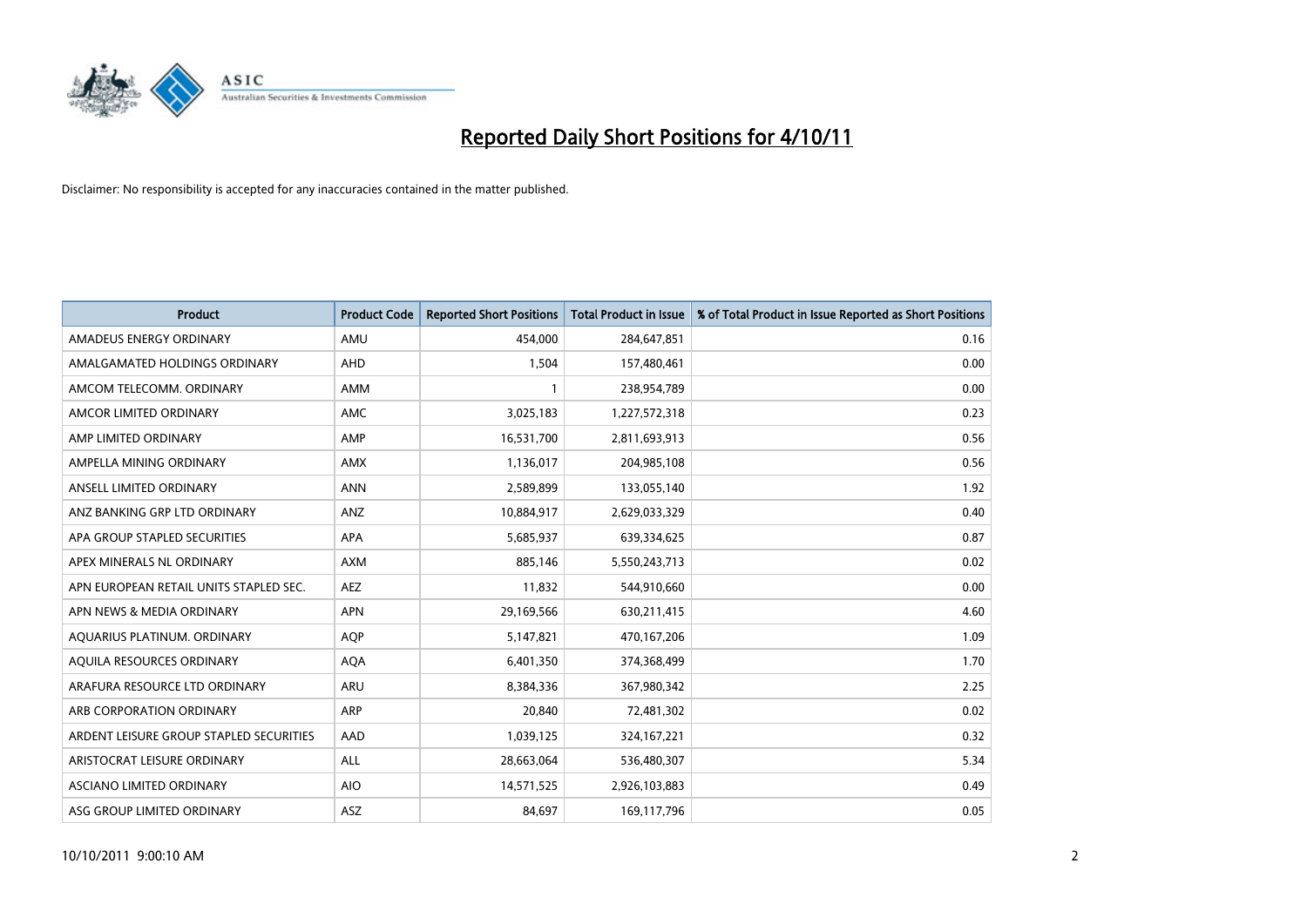# Reported Daily Short Positions for 4/10/11

Disclaimer: No responsibility is accepted for any inaccuracies contained in the matter published.

| Product | Product Code | Reported Short Positions | Total Product in Issue | % of Total Product in Issue Reported as Short Positions |
|---|---|---|---|---|
| AMADEUS ENERGY ORDINARY | AMU | 454,000 | 284,647,851 | 0.16 |
| AMALGAMATED HOLDINGS ORDINARY | AHD | 1,504 | 157,480,461 | 0.00 |
| AMCOM TELECOMM. ORDINARY | AMM | 1 | 238,954,789 | 0.00 |
| AMCOR LIMITED ORDINARY | AMC | 3,025,183 | 1,227,572,318 | 0.23 |
| AMP LIMITED ORDINARY | AMP | 16,531,700 | 2,811,693,913 | 0.56 |
| AMPELLA MINING ORDINARY | AMX | 1,136,017 | 204,985,108 | 0.56 |
| ANSELL LIMITED ORDINARY | ANN | 2,589,899 | 133,055,140 | 1.92 |
| ANZ BANKING GRP LTD ORDINARY | ANZ | 10,884,917 | 2,629,033,329 | 0.40 |
| APA GROUP STAPLED SECURITIES | APA | 5,685,937 | 639,334,625 | 0.87 |
| APEX MINERALS NL ORDINARY | AXM | 885,146 | 5,550,243,713 | 0.02 |
| APN EUROPEAN RETAIL UNITS STAPLED SEC. | AEZ | 11,832 | 544,910,660 | 0.00 |
| APN NEWS & MEDIA ORDINARY | APN | 29,169,566 | 630,211,415 | 4.60 |
| AQUARIUS PLATINUM. ORDINARY | AQP | 5,147,821 | 470,167,206 | 1.09 |
| AQUILA RESOURCES ORDINARY | AQA | 6,401,350 | 374,368,499 | 1.70 |
| ARAFURA RESOURCE LTD ORDINARY | ARU | 8,384,336 | 367,980,342 | 2.25 |
| ARB CORPORATION ORDINARY | ARP | 20,840 | 72,481,302 | 0.02 |
| ARDENT LEISURE GROUP STAPLED SECURITIES | AAD | 1,039,125 | 324,167,221 | 0.32 |
| ARISTOCRAT LEISURE ORDINARY | ALL | 28,663,064 | 536,480,307 | 5.34 |
| ASCIANO LIMITED ORDINARY | AIO | 14,571,525 | 2,926,103,883 | 0.49 |
| ASG GROUP LIMITED ORDINARY | ASZ | 84,697 | 169,117,796 | 0.05 |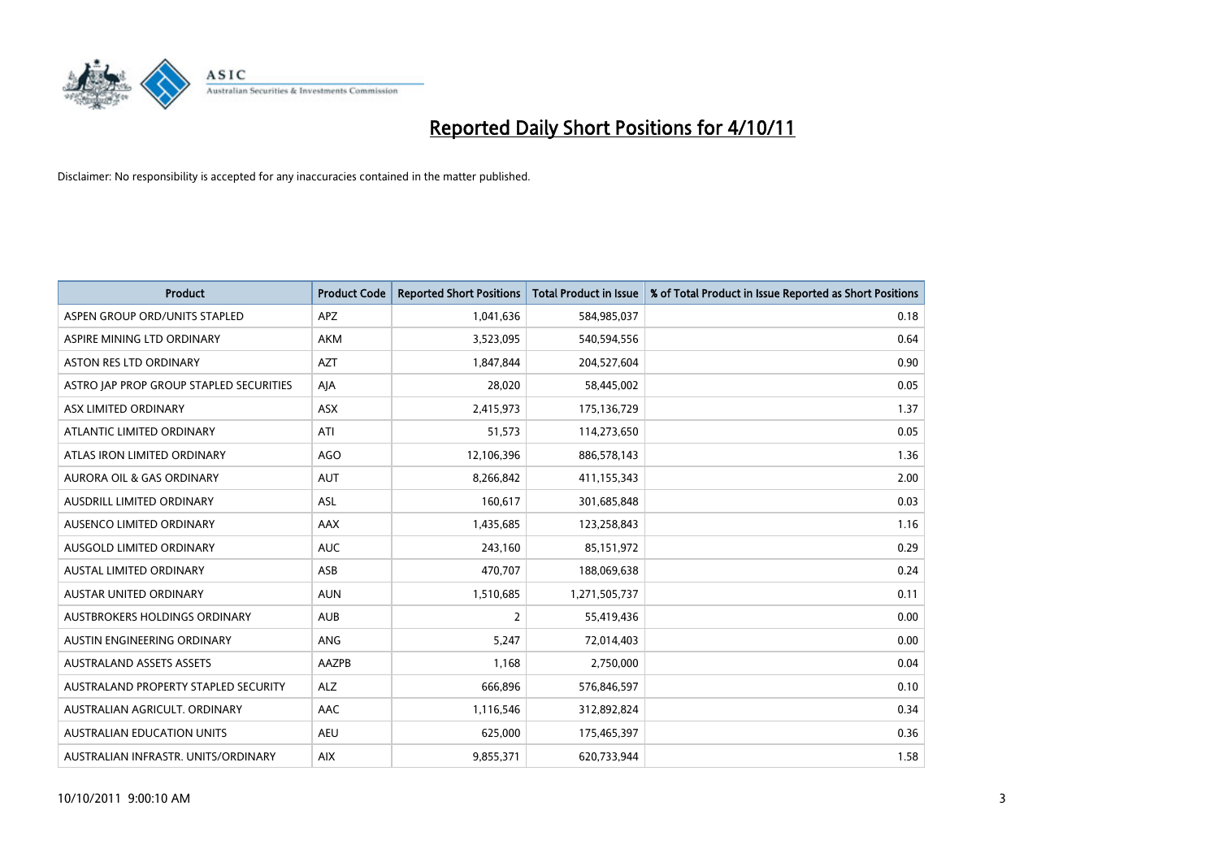# Reported Daily Short Positions for 4/10/11

Disclaimer: No responsibility is accepted for any inaccuracies contained in the matter published.

| Product | Product Code | Reported Short Positions | Total Product in Issue | % of Total Product in Issue Reported as Short Positions |
|---|---|---|---|---|
| ASPEN GROUP ORD/UNITS STAPLED | APZ | 1,041,636 | 584,985,037 | 0.18 |
| ASPIRE MINING LTD ORDINARY | AKM | 3,523,095 | 540,594,556 | 0.64 |
| ASTON RES LTD ORDINARY | AZT | 1,847,844 | 204,527,604 | 0.90 |
| ASTRO JAP PROP GROUP STAPLED SECURITIES | AJA | 28,020 | 58,445,002 | 0.05 |
| ASX LIMITED ORDINARY | ASX | 2,415,973 | 175,136,729 | 1.37 |
| ATLANTIC LIMITED ORDINARY | ATI | 51,573 | 114,273,650 | 0.05 |
| ATLAS IRON LIMITED ORDINARY | AGO | 12,106,396 | 886,578,143 | 1.36 |
| AURORA OIL & GAS ORDINARY | AUT | 8,266,842 | 411,155,343 | 2.00 |
| AUSDRILL LIMITED ORDINARY | ASL | 160,617 | 301,685,848 | 0.03 |
| AUSENCO LIMITED ORDINARY | AAX | 1,435,685 | 123,258,843 | 1.16 |
| AUSGOLD LIMITED ORDINARY | AUC | 243,160 | 85,151,972 | 0.29 |
| AUSTAL LIMITED ORDINARY | ASB | 470,707 | 188,069,638 | 0.24 |
| AUSTAR UNITED ORDINARY | AUN | 1,510,685 | 1,271,505,737 | 0.11 |
| AUSTBROKERS HOLDINGS ORDINARY | AUB | 2 | 55,419,436 | 0.00 |
| AUSTIN ENGINEERING ORDINARY | ANG | 5,247 | 72,014,403 | 0.00 |
| AUSTRALAND ASSETS ASSETS | AAZPB | 1,168 | 2,750,000 | 0.04 |
| AUSTRALAND PROPERTY STAPLED SECURITY | ALZ | 666,896 | 576,846,597 | 0.10 |
| AUSTRALIAN AGRICULT. ORDINARY | AAC | 1,116,546 | 312,892,824 | 0.34 |
| AUSTRALIAN EDUCATION UNITS | AEU | 625,000 | 175,465,397 | 0.36 |
| AUSTRALIAN INFRASTR. UNITS/ORDINARY | AIX | 9,855,371 | 620,733,944 | 1.58 |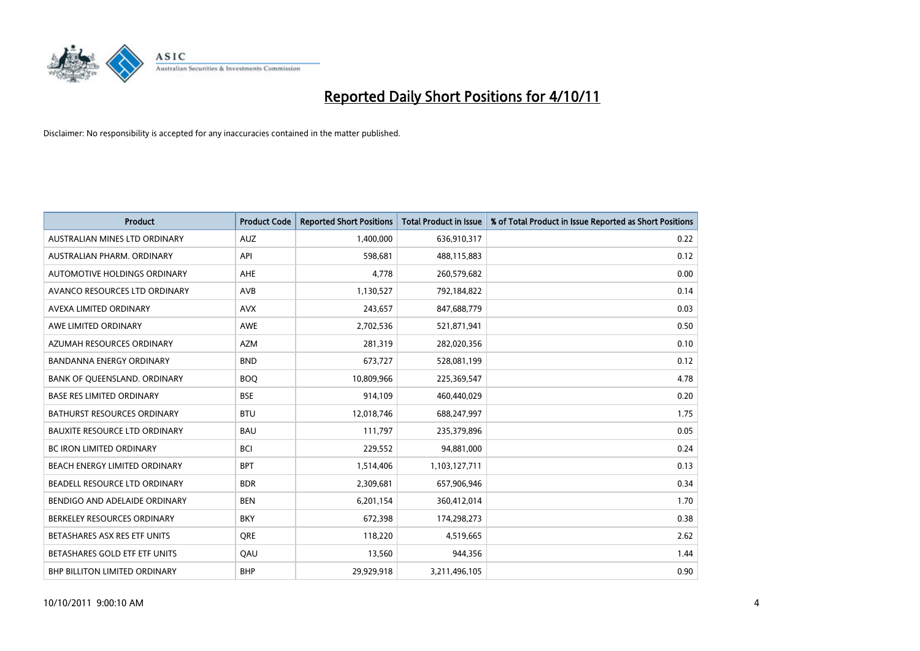# Reported Daily Short Positions for 4/10/11

Disclaimer: No responsibility is accepted for any inaccuracies contained in the matter published.

| Product | Product Code | Reported Short Positions | Total Product in Issue | % of Total Product in Issue Reported as Short Positions |
|---|---|---|---|---|
| AUSTRALIAN MINES LTD ORDINARY | AUZ | 1,400,000 | 636,910,317 | 0.22 |
| AUSTRALIAN PHARM. ORDINARY | API | 598,681 | 488,115,883 | 0.12 |
| AUTOMOTIVE HOLDINGS ORDINARY | AHE | 4,778 | 260,579,682 | 0.00 |
| AVANCO RESOURCES LTD ORDINARY | AVB | 1,130,527 | 792,184,822 | 0.14 |
| AVEXA LIMITED ORDINARY | AVX | 243,657 | 847,688,779 | 0.03 |
| AWE LIMITED ORDINARY | AWE | 2,702,536 | 521,871,941 | 0.50 |
| AZUMAH RESOURCES ORDINARY | AZM | 281,319 | 282,020,356 | 0.10 |
| BANDANNA ENERGY ORDINARY | BND | 673,727 | 528,081,199 | 0.12 |
| BANK OF QUEENSLAND. ORDINARY | BOQ | 10,809,966 | 225,369,547 | 4.78 |
| BASE RES LIMITED ORDINARY | BSE | 914,109 | 460,440,029 | 0.20 |
| BATHURST RESOURCES ORDINARY | BTU | 12,018,746 | 688,247,997 | 1.75 |
| BAUXITE RESOURCE LTD ORDINARY | BAU | 111,797 | 235,379,896 | 0.05 |
| BC IRON LIMITED ORDINARY | BCI | 229,552 | 94,881,000 | 0.24 |
| BEACH ENERGY LIMITED ORDINARY | BPT | 1,514,406 | 1,103,127,711 | 0.13 |
| BEADELL RESOURCE LTD ORDINARY | BDR | 2,309,681 | 657,906,946 | 0.34 |
| BENDIGO AND ADELAIDE ORDINARY | BEN | 6,201,154 | 360,412,014 | 1.70 |
| BERKELEY RESOURCES ORDINARY | BKY | 672,398 | 174,298,273 | 0.38 |
| BETASHARES ASX RES ETF UNITS | QRE | 118,220 | 4,519,665 | 2.62 |
| BETASHARES GOLD ETF ETF UNITS | QAU | 13,560 | 944,356 | 1.44 |
| BHP BILLITON LIMITED ORDINARY | BHP | 29,929,918 | 3,211,496,105 | 0.90 |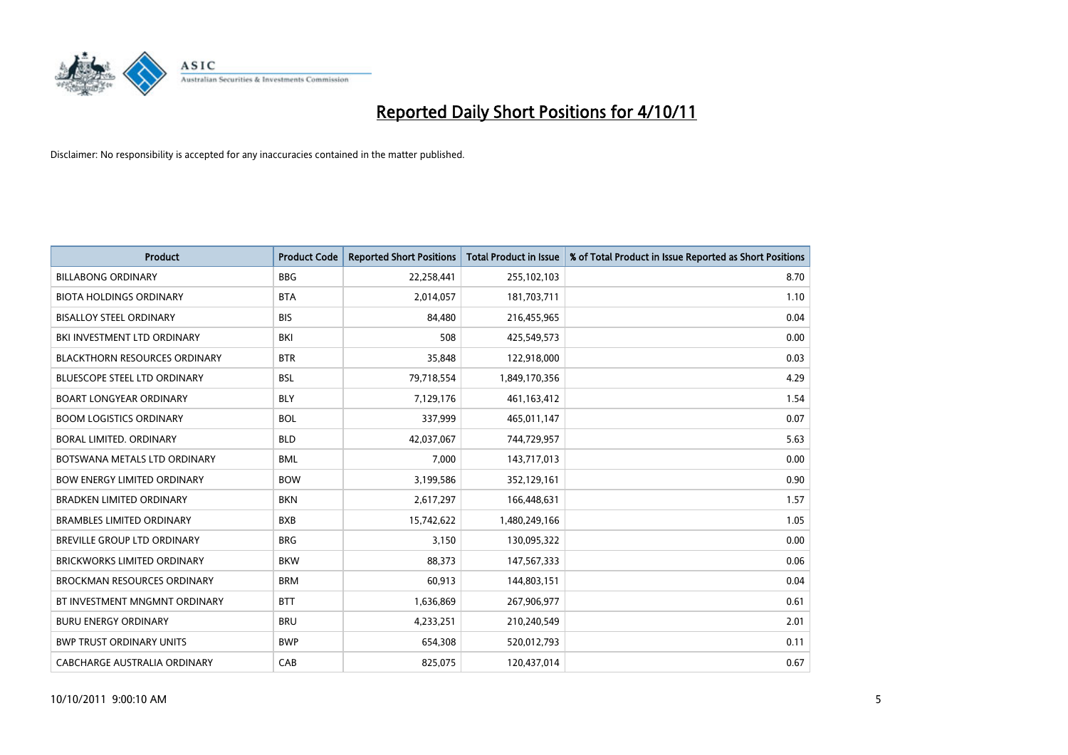# Reported Daily Short Positions for 4/10/11

Disclaimer: No responsibility is accepted for any inaccuracies contained in the matter published.

| Product | Product Code | Reported Short Positions | Total Product in Issue | % of Total Product in Issue Reported as Short Positions |
|---|---|---|---|---|
| BILLABONG ORDINARY | BBG | 22,258,441 | 255,102,103 | 8.70 |
| BIOTA HOLDINGS ORDINARY | BTA | 2,014,057 | 181,703,711 | 1.10 |
| BISALLOY STEEL ORDINARY | BIS | 84,480 | 216,455,965 | 0.04 |
| BKI INVESTMENT LTD ORDINARY | BKI | 508 | 425,549,573 | 0.00 |
| BLACKTHORN RESOURCES ORDINARY | BTR | 35,848 | 122,918,000 | 0.03 |
| BLUESCOPE STEEL LTD ORDINARY | BSL | 79,718,554 | 1,849,170,356 | 4.29 |
| BOART LONGYEAR ORDINARY | BLY | 7,129,176 | 461,163,412 | 1.54 |
| BOOM LOGISTICS ORDINARY | BOL | 337,999 | 465,011,147 | 0.07 |
| BORAL LIMITED. ORDINARY | BLD | 42,037,067 | 744,729,957 | 5.63 |
| BOTSWANA METALS LTD ORDINARY | BML | 7,000 | 143,717,013 | 0.00 |
| BOW ENERGY LIMITED ORDINARY | BOW | 3,199,586 | 352,129,161 | 0.90 |
| BRADKEN LIMITED ORDINARY | BKN | 2,617,297 | 166,448,631 | 1.57 |
| BRAMBLES LIMITED ORDINARY | BXB | 15,742,622 | 1,480,249,166 | 1.05 |
| BREVILLE GROUP LTD ORDINARY | BRG | 3,150 | 130,095,322 | 0.00 |
| BRICKWORKS LIMITED ORDINARY | BKW | 88,373 | 147,567,333 | 0.06 |
| BROCKMAN RESOURCES ORDINARY | BRM | 60,913 | 144,803,151 | 0.04 |
| BT INVESTMENT MNGMNT ORDINARY | BTT | 1,636,869 | 267,906,977 | 0.61 |
| BURU ENERGY ORDINARY | BRU | 4,233,251 | 210,240,549 | 2.01 |
| BWP TRUST ORDINARY UNITS | BWP | 654,308 | 520,012,793 | 0.11 |
| CABCHARGE AUSTRALIA ORDINARY | CAB | 825,075 | 120,437,014 | 0.67 |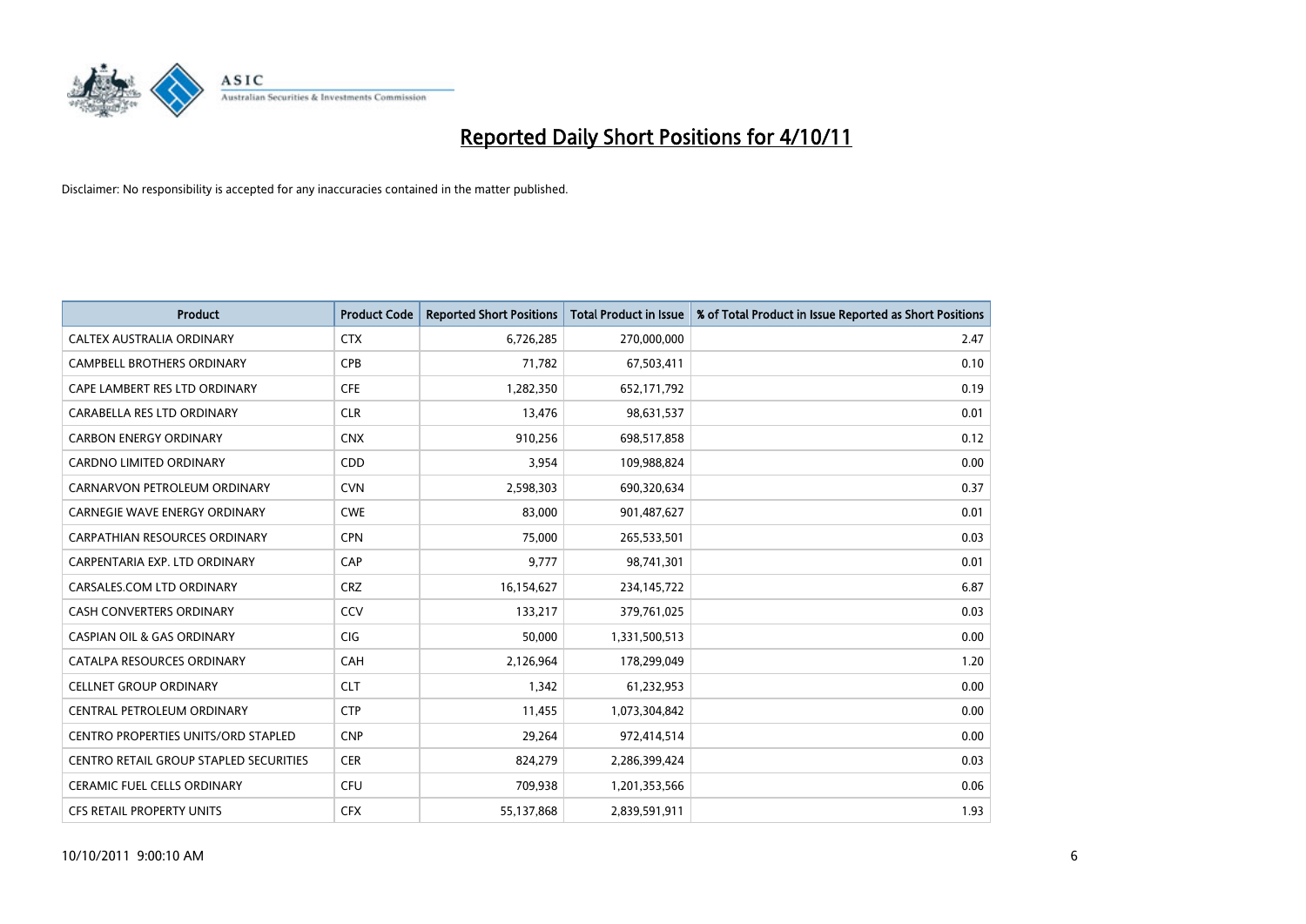# Reported Daily Short Positions for 4/10/11

Disclaimer: No responsibility is accepted for any inaccuracies contained in the matter published.

| Product | Product Code | Reported Short Positions | Total Product in Issue | % of Total Product in Issue Reported as Short Positions |
|---|---|---|---|---|
| CALTEX AUSTRALIA ORDINARY | CTX | 6,726,285 | 270,000,000 | 2.47 |
| CAMPBELL BROTHERS ORDINARY | CPB | 71,782 | 67,503,411 | 0.10 |
| CAPE LAMBERT RES LTD ORDINARY | CFE | 1,282,350 | 652,171,792 | 0.19 |
| CARABELLA RES LTD ORDINARY | CLR | 13,476 | 98,631,537 | 0.01 |
| CARBON ENERGY ORDINARY | CNX | 910,256 | 698,517,858 | 0.12 |
| CARDNO LIMITED ORDINARY | CDD | 3,954 | 109,988,824 | 0.00 |
| CARNARVON PETROLEUM ORDINARY | CVN | 2,598,303 | 690,320,634 | 0.37 |
| CARNEGIE WAVE ENERGY ORDINARY | CWE | 83,000 | 901,487,627 | 0.01 |
| CARPATHIAN RESOURCES ORDINARY | CPN | 75,000 | 265,533,501 | 0.03 |
| CARPENTARIA EXP. LTD ORDINARY | CAP | 9,777 | 98,741,301 | 0.01 |
| CARSALES.COM LTD ORDINARY | CRZ | 16,154,627 | 234,145,722 | 6.87 |
| CASH CONVERTERS ORDINARY | CCV | 133,217 | 379,761,025 | 0.03 |
| CASPIAN OIL & GAS ORDINARY | CIG | 50,000 | 1,331,500,513 | 0.00 |
| CATALPA RESOURCES ORDINARY | CAH | 2,126,964 | 178,299,049 | 1.20 |
| CELLNET GROUP ORDINARY | CLT | 1,342 | 61,232,953 | 0.00 |
| CENTRAL PETROLEUM ORDINARY | CTP | 11,455 | 1,073,304,842 | 0.00 |
| CENTRO PROPERTIES UNITS/ORD STAPLED | CNP | 29,264 | 972,414,514 | 0.00 |
| CENTRO RETAIL GROUP STAPLED SECURITIES | CER | 824,279 | 2,286,399,424 | 0.03 |
| CERAMIC FUEL CELLS ORDINARY | CFU | 709,938 | 1,201,353,566 | 0.06 |
| CFS RETAIL PROPERTY UNITS | CFX | 55,137,868 | 2,839,591,911 | 1.93 |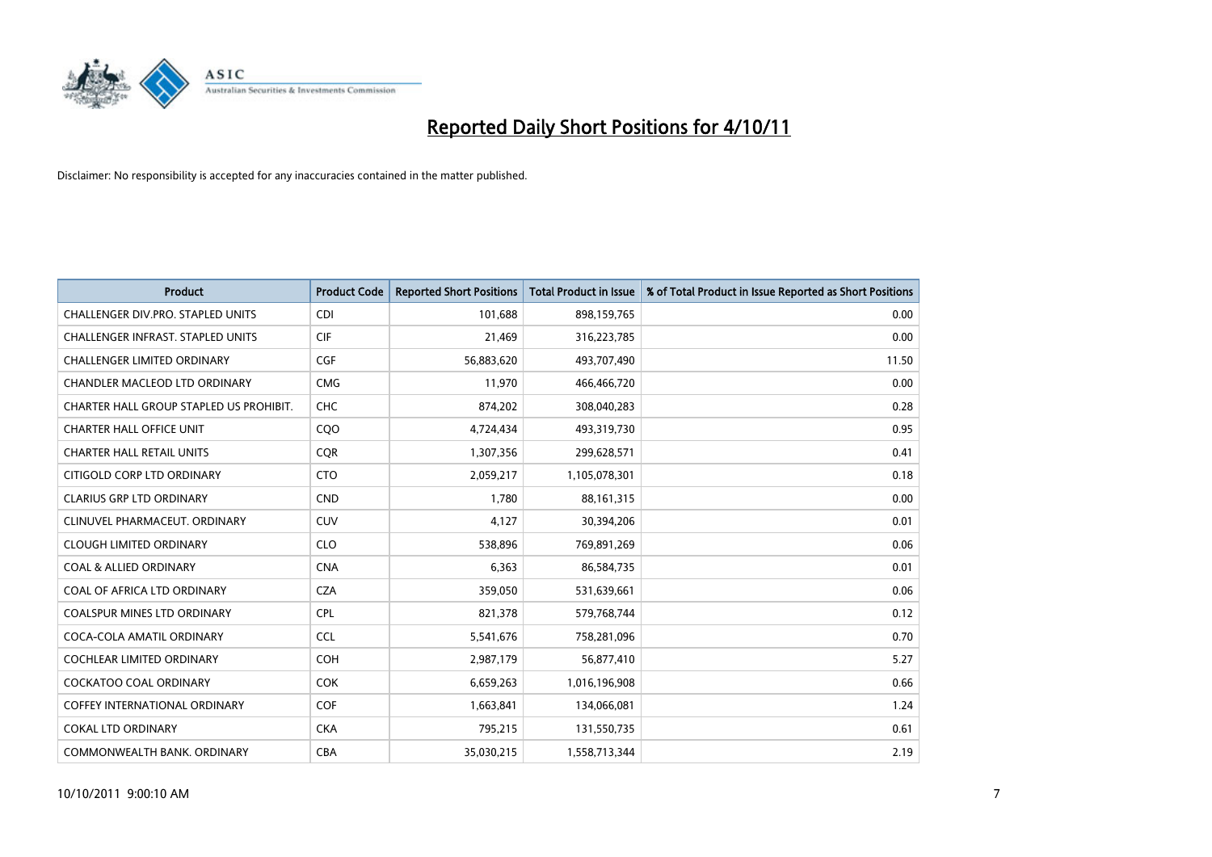# Reported Daily Short Positions for 4/10/11

Disclaimer: No responsibility is accepted for any inaccuracies contained in the matter published.

| Product | Product Code | Reported Short Positions | Total Product in Issue | % of Total Product in Issue Reported as Short Positions |
|---|---|---|---|---|
| CHALLENGER DIV.PRO. STAPLED UNITS | CDI | 101,688 | 898,159,765 | 0.00 |
| CHALLENGER INFRAST. STAPLED UNITS | CIF | 21,469 | 316,223,785 | 0.00 |
| CHALLENGER LIMITED ORDINARY | CGF | 56,883,620 | 493,707,490 | 11.50 |
| CHANDLER MACLEOD LTD ORDINARY | CMG | 11,970 | 466,466,720 | 0.00 |
| CHARTER HALL GROUP STAPLED US PROHIBIT. | CHC | 874,202 | 308,040,283 | 0.28 |
| CHARTER HALL OFFICE UNIT | CQO | 4,724,434 | 493,319,730 | 0.95 |
| CHARTER HALL RETAIL UNITS | CQR | 1,307,356 | 299,628,571 | 0.41 |
| CITIGOLD CORP LTD ORDINARY | CTO | 2,059,217 | 1,105,078,301 | 0.18 |
| CLARIUS GRP LTD ORDINARY | CND | 1,780 | 88,161,315 | 0.00 |
| CLINUVEL PHARMACEUT. ORDINARY | CUV | 4,127 | 30,394,206 | 0.01 |
| CLOUGH LIMITED ORDINARY | CLO | 538,896 | 769,891,269 | 0.06 |
| COAL & ALLIED ORDINARY | CNA | 6,363 | 86,584,735 | 0.01 |
| COAL OF AFRICA LTD ORDINARY | CZA | 359,050 | 531,639,661 | 0.06 |
| COALSPUR MINES LTD ORDINARY | CPL | 821,378 | 579,768,744 | 0.12 |
| COCA-COLA AMATIL ORDINARY | CCL | 5,541,676 | 758,281,096 | 0.70 |
| COCHLEAR LIMITED ORDINARY | COH | 2,987,179 | 56,877,410 | 5.27 |
| COCKATOO COAL ORDINARY | COK | 6,659,263 | 1,016,196,908 | 0.66 |
| COFFEY INTERNATIONAL ORDINARY | COF | 1,663,841 | 134,066,081 | 1.24 |
| COKAL LTD ORDINARY | CKA | 795,215 | 131,550,735 | 0.61 |
| COMMONWEALTH BANK. ORDINARY | CBA | 35,030,215 | 1,558,713,344 | 2.19 |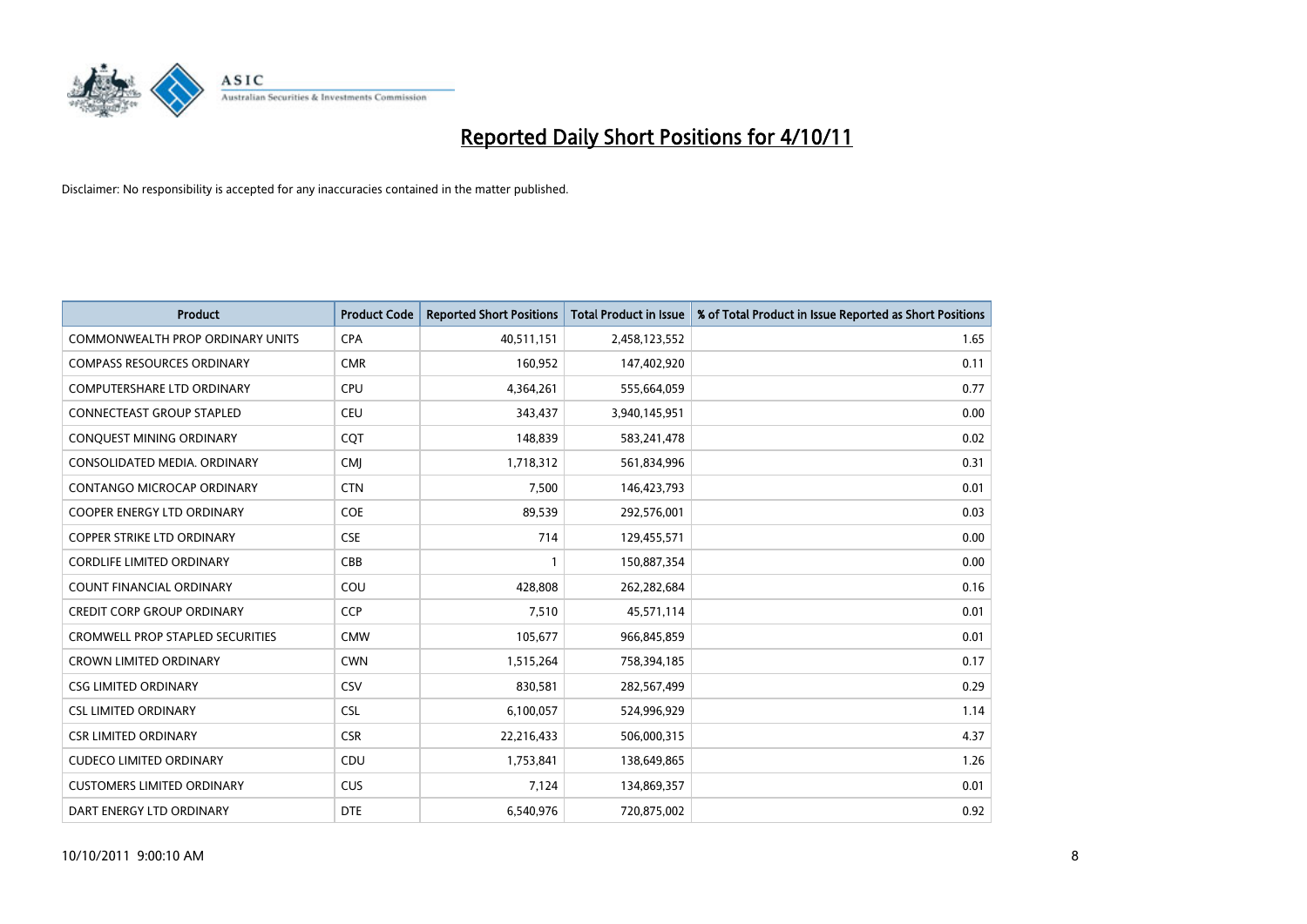# Reported Daily Short Positions for 4/10/11

Disclaimer: No responsibility is accepted for any inaccuracies contained in the matter published.

| Product | Product Code | Reported Short Positions | Total Product in Issue | % of Total Product in Issue Reported as Short Positions |
|---|---|---|---|---|
| COMMONWEALTH PROP ORDINARY UNITS | CPA | 40,511,151 | 2,458,123,552 | 1.65 |
| COMPASS RESOURCES ORDINARY | CMR | 160,952 | 147,402,920 | 0.11 |
| COMPUTERSHARE LTD ORDINARY | CPU | 4,364,261 | 555,664,059 | 0.77 |
| CONNECTEAST GROUP STAPLED | CEU | 343,437 | 3,940,145,951 | 0.00 |
| CONQUEST MINING ORDINARY | CQT | 148,839 | 583,241,478 | 0.02 |
| CONSOLIDATED MEDIA. ORDINARY | CMJ | 1,718,312 | 561,834,996 | 0.31 |
| CONTANGO MICROCAP ORDINARY | CTN | 7,500 | 146,423,793 | 0.01 |
| COOPER ENERGY LTD ORDINARY | COE | 89,539 | 292,576,001 | 0.03 |
| COPPER STRIKE LTD ORDINARY | CSE | 714 | 129,455,571 | 0.00 |
| CORDLIFE LIMITED ORDINARY | CBB | 1 | 150,887,354 | 0.00 |
| COUNT FINANCIAL ORDINARY | COU | 428,808 | 262,282,684 | 0.16 |
| CREDIT CORP GROUP ORDINARY | CCP | 7,510 | 45,571,114 | 0.01 |
| CROMWELL PROP STAPLED SECURITIES | CMW | 105,677 | 966,845,859 | 0.01 |
| CROWN LIMITED ORDINARY | CWN | 1,515,264 | 758,394,185 | 0.17 |
| CSG LIMITED ORDINARY | CSV | 830,581 | 282,567,499 | 0.29 |
| CSL LIMITED ORDINARY | CSL | 6,100,057 | 524,996,929 | 1.14 |
| CSR LIMITED ORDINARY | CSR | 22,216,433 | 506,000,315 | 4.37 |
| CUDECO LIMITED ORDINARY | CDU | 1,753,841 | 138,649,865 | 1.26 |
| CUSTOMERS LIMITED ORDINARY | CUS | 7,124 | 134,869,357 | 0.01 |
| DART ENERGY LTD ORDINARY | DTE | 6,540,976 | 720,875,002 | 0.92 |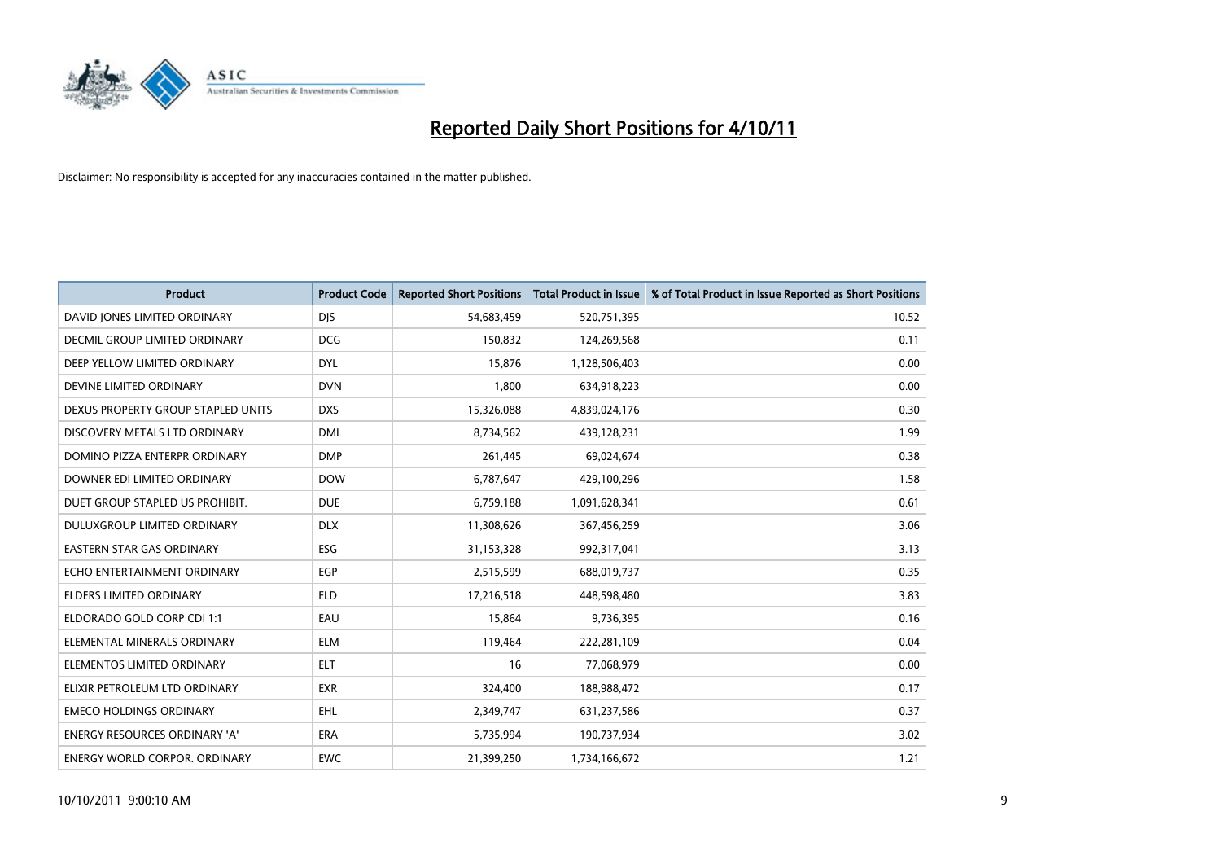# Reported Daily Short Positions for 4/10/11

Disclaimer: No responsibility is accepted for any inaccuracies contained in the matter published.

| Product | Product Code | Reported Short Positions | Total Product in Issue | % of Total Product in Issue Reported as Short Positions |
|---|---|---|---|---|
| DAVID JONES LIMITED ORDINARY | DJS | 54,683,459 | 520,751,395 | 10.52 |
| DECMIL GROUP LIMITED ORDINARY | DCG | 150,832 | 124,269,568 | 0.11 |
| DEEP YELLOW LIMITED ORDINARY | DYL | 15,876 | 1,128,506,403 | 0.00 |
| DEVINE LIMITED ORDINARY | DVN | 1,800 | 634,918,223 | 0.00 |
| DEXUS PROPERTY GROUP STAPLED UNITS | DXS | 15,326,088 | 4,839,024,176 | 0.30 |
| DISCOVERY METALS LTD ORDINARY | DML | 8,734,562 | 439,128,231 | 1.99 |
| DOMINO PIZZA ENTERPR ORDINARY | DMP | 261,445 | 69,024,674 | 0.38 |
| DOWNER EDI LIMITED ORDINARY | DOW | 6,787,647 | 429,100,296 | 1.58 |
| DUET GROUP STAPLED US PROHIBIT. | DUE | 6,759,188 | 1,091,628,341 | 0.61 |
| DULUXGROUP LIMITED ORDINARY | DLX | 11,308,626 | 367,456,259 | 3.06 |
| EASTERN STAR GAS ORDINARY | ESG | 31,153,328 | 992,317,041 | 3.13 |
| ECHO ENTERTAINMENT ORDINARY | EGP | 2,515,599 | 688,019,737 | 0.35 |
| ELDERS LIMITED ORDINARY | ELD | 17,216,518 | 448,598,480 | 3.83 |
| ELDORADO GOLD CORP CDI 1:1 | EAU | 15,864 | 9,736,395 | 0.16 |
| ELEMENTAL MINERALS ORDINARY | ELM | 119,464 | 222,281,109 | 0.04 |
| ELEMENTOS LIMITED ORDINARY | ELT | 16 | 77,068,979 | 0.00 |
| ELIXIR PETROLEUM LTD ORDINARY | EXR | 324,400 | 188,988,472 | 0.17 |
| EMECO HOLDINGS ORDINARY | EHL | 2,349,747 | 631,237,586 | 0.37 |
| ENERGY RESOURCES ORDINARY 'A' | ERA | 5,735,994 | 190,737,934 | 3.02 |
| ENERGY WORLD CORPOR. ORDINARY | EWC | 21,399,250 | 1,734,166,672 | 1.21 |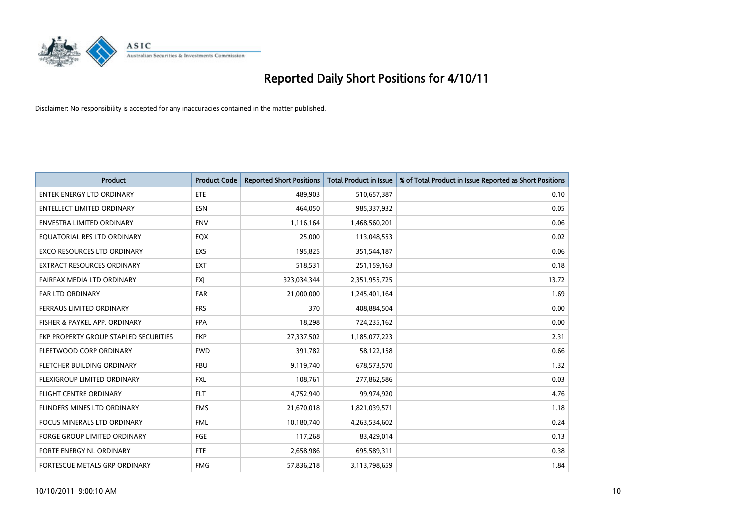# Reported Daily Short Positions for 4/10/11

Disclaimer: No responsibility is accepted for any inaccuracies contained in the matter published.

| Product | Product Code | Reported Short Positions | Total Product in Issue | % of Total Product in Issue Reported as Short Positions |
|---|---|---|---|---|
| ENTEK ENERGY LTD ORDINARY | ETE | 489,903 | 510,657,387 | 0.10 |
| ENTELLECT LIMITED ORDINARY | ESN | 464,050 | 985,337,932 | 0.05 |
| ENVESTRA LIMITED ORDINARY | ENV | 1,116,164 | 1,468,560,201 | 0.06 |
| EQUATORIAL RES LTD ORDINARY | EQX | 25,000 | 113,048,553 | 0.02 |
| EXCO RESOURCES LTD ORDINARY | EXS | 195,825 | 351,544,187 | 0.06 |
| EXTRACT RESOURCES ORDINARY | EXT | 518,531 | 251,159,163 | 0.18 |
| FAIRFAX MEDIA LTD ORDINARY | FXJ | 323,034,344 | 2,351,955,725 | 13.72 |
| FAR LTD ORDINARY | FAR | 21,000,000 | 1,245,401,164 | 1.69 |
| FERRAUS LIMITED ORDINARY | FRS | 370 | 408,884,504 | 0.00 |
| FISHER & PAYKEL APP. ORDINARY | FPA | 18,298 | 724,235,162 | 0.00 |
| FKP PROPERTY GROUP STAPLED SECURITIES | FKP | 27,337,502 | 1,185,077,223 | 2.31 |
| FLEETWOOD CORP ORDINARY | FWD | 391,782 | 58,122,158 | 0.66 |
| FLETCHER BUILDING ORDINARY | FBU | 9,119,740 | 678,573,570 | 1.32 |
| FLEXIGROUP LIMITED ORDINARY | FXL | 108,761 | 277,862,586 | 0.03 |
| FLIGHT CENTRE ORDINARY | FLT | 4,752,940 | 99,974,920 | 4.76 |
| FLINDERS MINES LTD ORDINARY | FMS | 21,670,018 | 1,821,039,571 | 1.18 |
| FOCUS MINERALS LTD ORDINARY | FML | 10,180,740 | 4,263,534,602 | 0.24 |
| FORGE GROUP LIMITED ORDINARY | FGE | 117,268 | 83,429,014 | 0.13 |
| FORTE ENERGY NL ORDINARY | FTE | 2,658,986 | 695,589,311 | 0.38 |
| FORTESCUE METALS GRP ORDINARY | FMG | 57,836,218 | 3,113,798,659 | 1.84 |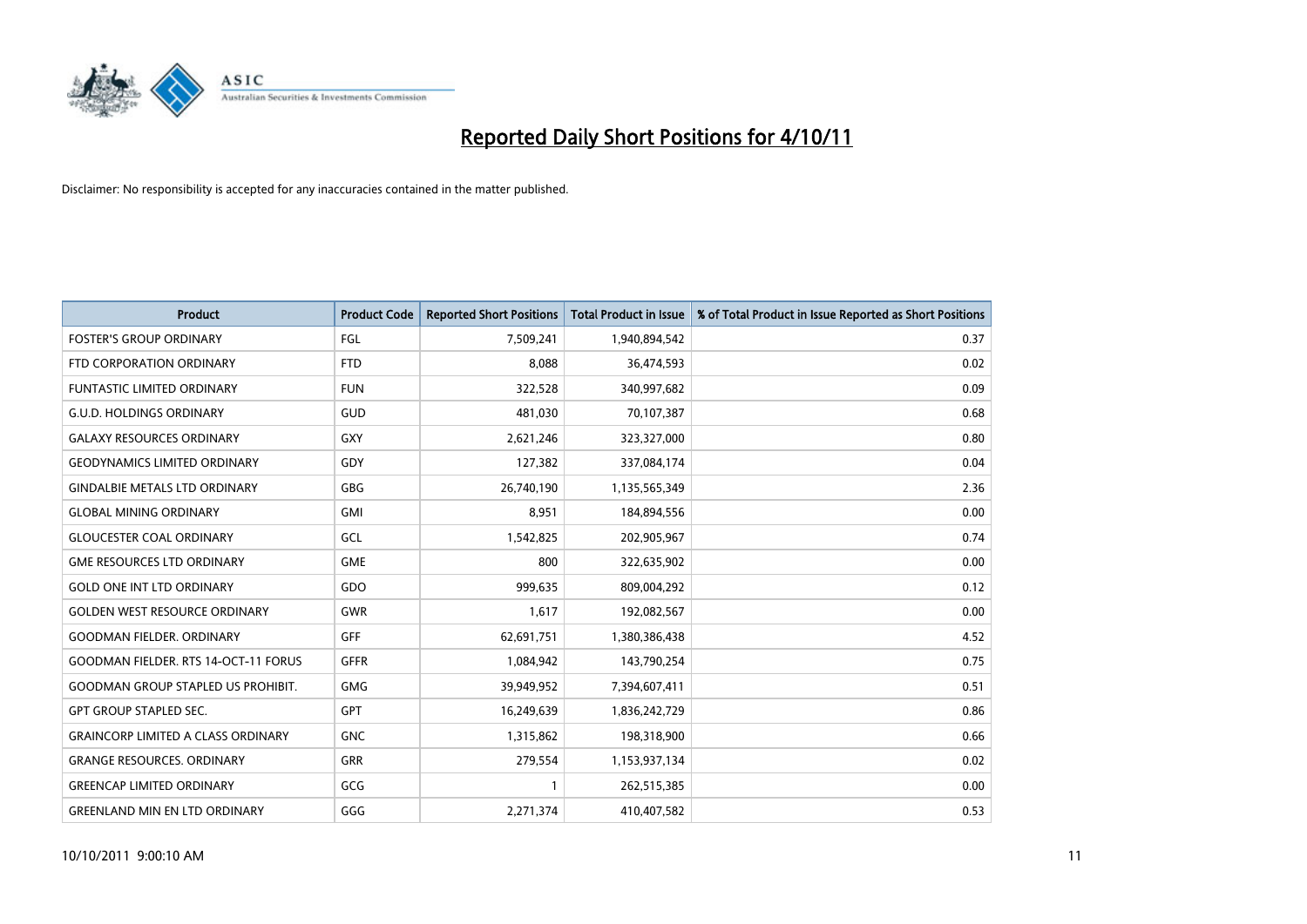# Reported Daily Short Positions for 4/10/11

Disclaimer: No responsibility is accepted for any inaccuracies contained in the matter published.

| Product | Product Code | Reported Short Positions | Total Product in Issue | % of Total Product in Issue Reported as Short Positions |
|---|---|---|---|---|
| FOSTER'S GROUP ORDINARY | FGL | 7,509,241 | 1,940,894,542 | 0.37 |
| FTD CORPORATION ORDINARY | FTD | 8,088 | 36,474,593 | 0.02 |
| FUNTASTIC LIMITED ORDINARY | FUN | 322,528 | 340,997,682 | 0.09 |
| G.U.D. HOLDINGS ORDINARY | GUD | 481,030 | 70,107,387 | 0.68 |
| GALAXY RESOURCES ORDINARY | GXY | 2,621,246 | 323,327,000 | 0.80 |
| GEODYNAMICS LIMITED ORDINARY | GDY | 127,382 | 337,084,174 | 0.04 |
| GINDALBIE METALS LTD ORDINARY | GBG | 26,740,190 | 1,135,565,349 | 2.36 |
| GLOBAL MINING ORDINARY | GMI | 8,951 | 184,894,556 | 0.00 |
| GLOUCESTER COAL ORDINARY | GCL | 1,542,825 | 202,905,967 | 0.74 |
| GME RESOURCES LTD ORDINARY | GME | 800 | 322,635,902 | 0.00 |
| GOLD ONE INT LTD ORDINARY | GDO | 999,635 | 809,004,292 | 0.12 |
| GOLDEN WEST RESOURCE ORDINARY | GWR | 1,617 | 192,082,567 | 0.00 |
| GOODMAN FIELDER. ORDINARY | GFF | 62,691,751 | 1,380,386,438 | 4.52 |
| GOODMAN FIELDER. RTS 14-OCT-11 FORUS | GFFR | 1,084,942 | 143,790,254 | 0.75 |
| GOODMAN GROUP STAPLED US PROHIBIT. | GMG | 39,949,952 | 7,394,607,411 | 0.51 |
| GPT GROUP STAPLED SEC. | GPT | 16,249,639 | 1,836,242,729 | 0.86 |
| GRAINCORP LIMITED A CLASS ORDINARY | GNC | 1,315,862 | 198,318,900 | 0.66 |
| GRANGE RESOURCES. ORDINARY | GRR | 279,554 | 1,153,937,134 | 0.02 |
| GREENCAP LIMITED ORDINARY | GCG | 1 | 262,515,385 | 0.00 |
| GREENLAND MIN EN LTD ORDINARY | GGG | 2,271,374 | 410,407,582 | 0.53 |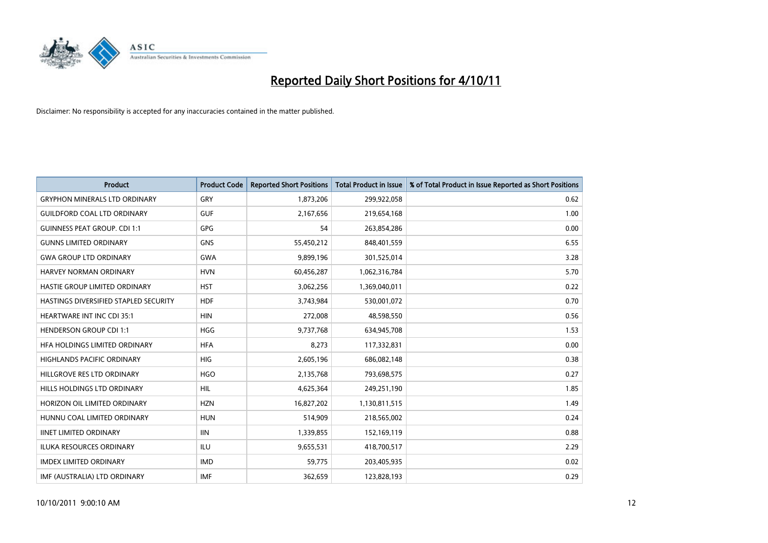# Reported Daily Short Positions for 4/10/11

Disclaimer: No responsibility is accepted for any inaccuracies contained in the matter published.

| Product | Product Code | Reported Short Positions | Total Product in Issue | % of Total Product in Issue Reported as Short Positions |
|---|---|---|---|---|
| GRYPHON MINERALS LTD ORDINARY | GRY | 1,873,206 | 299,922,058 | 0.62 |
| GUILDFORD COAL LTD ORDINARY | GUF | 2,167,656 | 219,654,168 | 1.00 |
| GUINNESS PEAT GROUP. CDI 1:1 | GPG | 54 | 263,854,286 | 0.00 |
| GUNNS LIMITED ORDINARY | GNS | 55,450,212 | 848,401,559 | 6.55 |
| GWA GROUP LTD ORDINARY | GWA | 9,899,196 | 301,525,014 | 3.28 |
| HARVEY NORMAN ORDINARY | HVN | 60,456,287 | 1,062,316,784 | 5.70 |
| HASTIE GROUP LIMITED ORDINARY | HST | 3,062,256 | 1,369,040,011 | 0.22 |
| HASTINGS DIVERSIFIED STAPLED SECURITY | HDF | 3,743,984 | 530,001,072 | 0.70 |
| HEARTWARE INT INC CDI 35:1 | HIN | 272,008 | 48,598,550 | 0.56 |
| HENDERSON GROUP CDI 1:1 | HGG | 9,737,768 | 634,945,708 | 1.53 |
| HFA HOLDINGS LIMITED ORDINARY | HFA | 8,273 | 117,332,831 | 0.00 |
| HIGHLANDS PACIFIC ORDINARY | HIG | 2,605,196 | 686,082,148 | 0.38 |
| HILLGROVE RES LTD ORDINARY | HGO | 2,135,768 | 793,698,575 | 0.27 |
| HILLS HOLDINGS LTD ORDINARY | HIL | 4,625,364 | 249,251,190 | 1.85 |
| HORIZON OIL LIMITED ORDINARY | HZN | 16,827,202 | 1,130,811,515 | 1.49 |
| HUNNU COAL LIMITED ORDINARY | HUN | 514,909 | 218,565,002 | 0.24 |
| IINET LIMITED ORDINARY | IIN | 1,339,855 | 152,169,119 | 0.88 |
| ILUKA RESOURCES ORDINARY | ILU | 9,655,531 | 418,700,517 | 2.29 |
| IMDEX LIMITED ORDINARY | IMD | 59,775 | 203,405,935 | 0.02 |
| IMF (AUSTRALIA) LTD ORDINARY | IMF | 362,659 | 123,828,193 | 0.29 |

10/10/2011 9:00:10 AM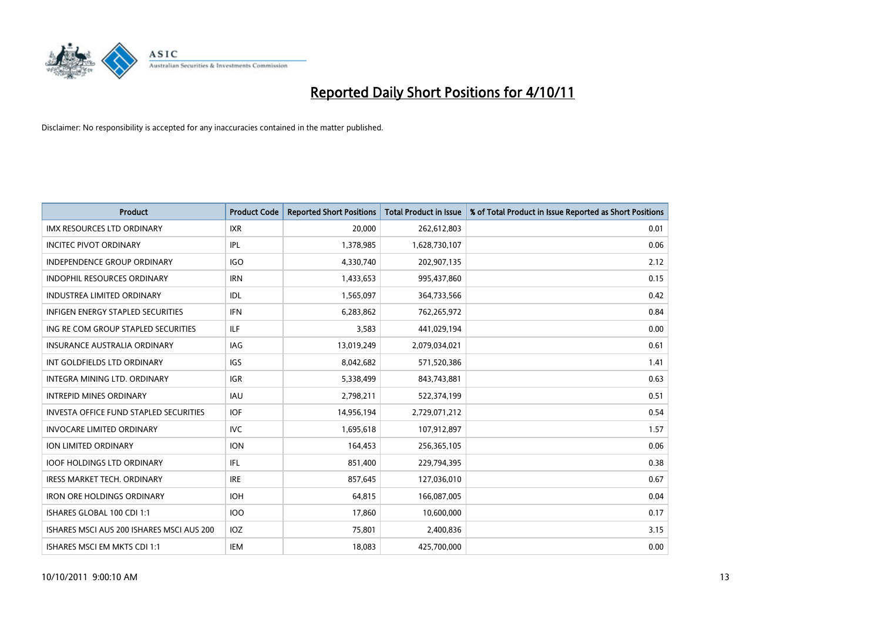# Reported Daily Short Positions for 4/10/11

Disclaimer: No responsibility is accepted for any inaccuracies contained in the matter published.

| Product | Product Code | Reported Short Positions | Total Product in Issue | % of Total Product in Issue Reported as Short Positions |
|---|---|---|---|---|
| IMX RESOURCES LTD ORDINARY | IXR | 20,000 | 262,612,803 | 0.01 |
| INCITEC PIVOT ORDINARY | IPL | 1,378,985 | 1,628,730,107 | 0.06 |
| INDEPENDENCE GROUP ORDINARY | IGO | 4,330,740 | 202,907,135 | 2.12 |
| INDOPHIL RESOURCES ORDINARY | IRN | 1,433,653 | 995,437,860 | 0.15 |
| INDUSTREA LIMITED ORDINARY | IDL | 1,565,097 | 364,733,566 | 0.42 |
| INFIGEN ENERGY STAPLED SECURITIES | IFN | 6,283,862 | 762,265,972 | 0.84 |
| ING RE COM GROUP STAPLED SECURITIES | ILF | 3,583 | 441,029,194 | 0.00 |
| INSURANCE AUSTRALIA ORDINARY | IAG | 13,019,249 | 2,079,034,021 | 0.61 |
| INT GOLDFIELDS LTD ORDINARY | IGS | 8,042,682 | 571,520,386 | 1.41 |
| INTEGRA MINING LTD. ORDINARY | IGR | 5,338,499 | 843,743,881 | 0.63 |
| INTREPID MINES ORDINARY | IAU | 2,798,211 | 522,374,199 | 0.51 |
| INVESTA OFFICE FUND STAPLED SECURITIES | IOF | 14,956,194 | 2,729,071,212 | 0.54 |
| INVOCARE LIMITED ORDINARY | IVC | 1,695,618 | 107,912,897 | 1.57 |
| ION LIMITED ORDINARY | ION | 164,453 | 256,365,105 | 0.06 |
| IOOF HOLDINGS LTD ORDINARY | IFL | 851,400 | 229,794,395 | 0.38 |
| IRESS MARKET TECH. ORDINARY | IRE | 857,645 | 127,036,010 | 0.67 |
| IRON ORE HOLDINGS ORDINARY | IOH | 64,815 | 166,087,005 | 0.04 |
| ISHARES GLOBAL 100 CDI 1:1 | IOO | 17,860 | 10,600,000 | 0.17 |
| ISHARES MSCI AUS 200 ISHARES MSCI AUS 200 | IOZ | 75,801 | 2,400,836 | 3.15 |
| ISHARES MSCI EM MKTS CDI 1:1 | IEM | 18,083 | 425,700,000 | 0.00 |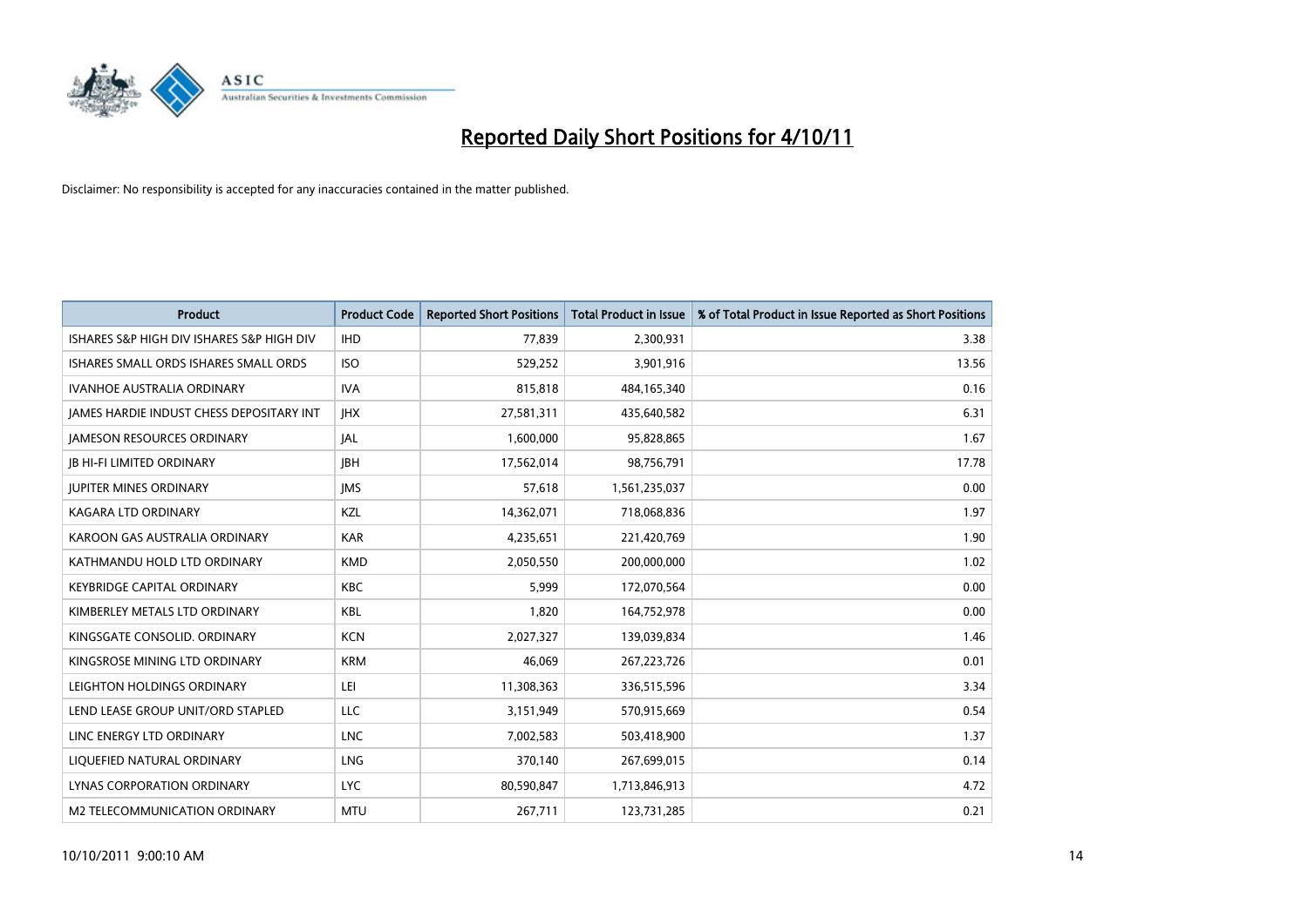# Reported Daily Short Positions for 4/10/11

Disclaimer: No responsibility is accepted for any inaccuracies contained in the matter published.

| Product | Product Code | Reported Short Positions | Total Product in Issue | % of Total Product in Issue Reported as Short Positions |
|---|---|---|---|---|
| ISHARES S&P HIGH DIV ISHARES S&P HIGH DIV | IHD | 77,839 | 2,300,931 | 3.38 |
| ISHARES SMALL ORDS ISHARES SMALL ORDS | ISO | 529,252 | 3,901,916 | 13.56 |
| IVANHOE AUSTRALIA ORDINARY | IVA | 815,818 | 484,165,340 | 0.16 |
| JAMES HARDIE INDUST CHESS DEPOSITARY INT | JHX | 27,581,311 | 435,640,582 | 6.31 |
| JAMESON RESOURCES ORDINARY | JAL | 1,600,000 | 95,828,865 | 1.67 |
| JB HI-FI LIMITED ORDINARY | JBH | 17,562,014 | 98,756,791 | 17.78 |
| JUPITER MINES ORDINARY | JMS | 57,618 | 1,561,235,037 | 0.00 |
| KAGARA LTD ORDINARY | KZL | 14,362,071 | 718,068,836 | 1.97 |
| KAROON GAS AUSTRALIA ORDINARY | KAR | 4,235,651 | 221,420,769 | 1.90 |
| KATHMANDU HOLD LTD ORDINARY | KMD | 2,050,550 | 200,000,000 | 1.02 |
| KEYBRIDGE CAPITAL ORDINARY | KBC | 5,999 | 172,070,564 | 0.00 |
| KIMBERLEY METALS LTD ORDINARY | KBL | 1,820 | 164,752,978 | 0.00 |
| KINGSGATE CONSOLID. ORDINARY | KCN | 2,027,327 | 139,039,834 | 1.46 |
| KINGSROSE MINING LTD ORDINARY | KRM | 46,069 | 267,223,726 | 0.01 |
| LEIGHTON HOLDINGS ORDINARY | LEI | 11,308,363 | 336,515,596 | 3.34 |
| LEND LEASE GROUP UNIT/ORD STAPLED | LLC | 3,151,949 | 570,915,669 | 0.54 |
| LINC ENERGY LTD ORDINARY | LNC | 7,002,583 | 503,418,900 | 1.37 |
| LIQUEFIED NATURAL ORDINARY | LNG | 370,140 | 267,699,015 | 0.14 |
| LYNAS CORPORATION ORDINARY | LYC | 80,590,847 | 1,713,846,913 | 4.72 |
| M2 TELECOMMUNICATION ORDINARY | MTU | 267,711 | 123,731,285 | 0.21 |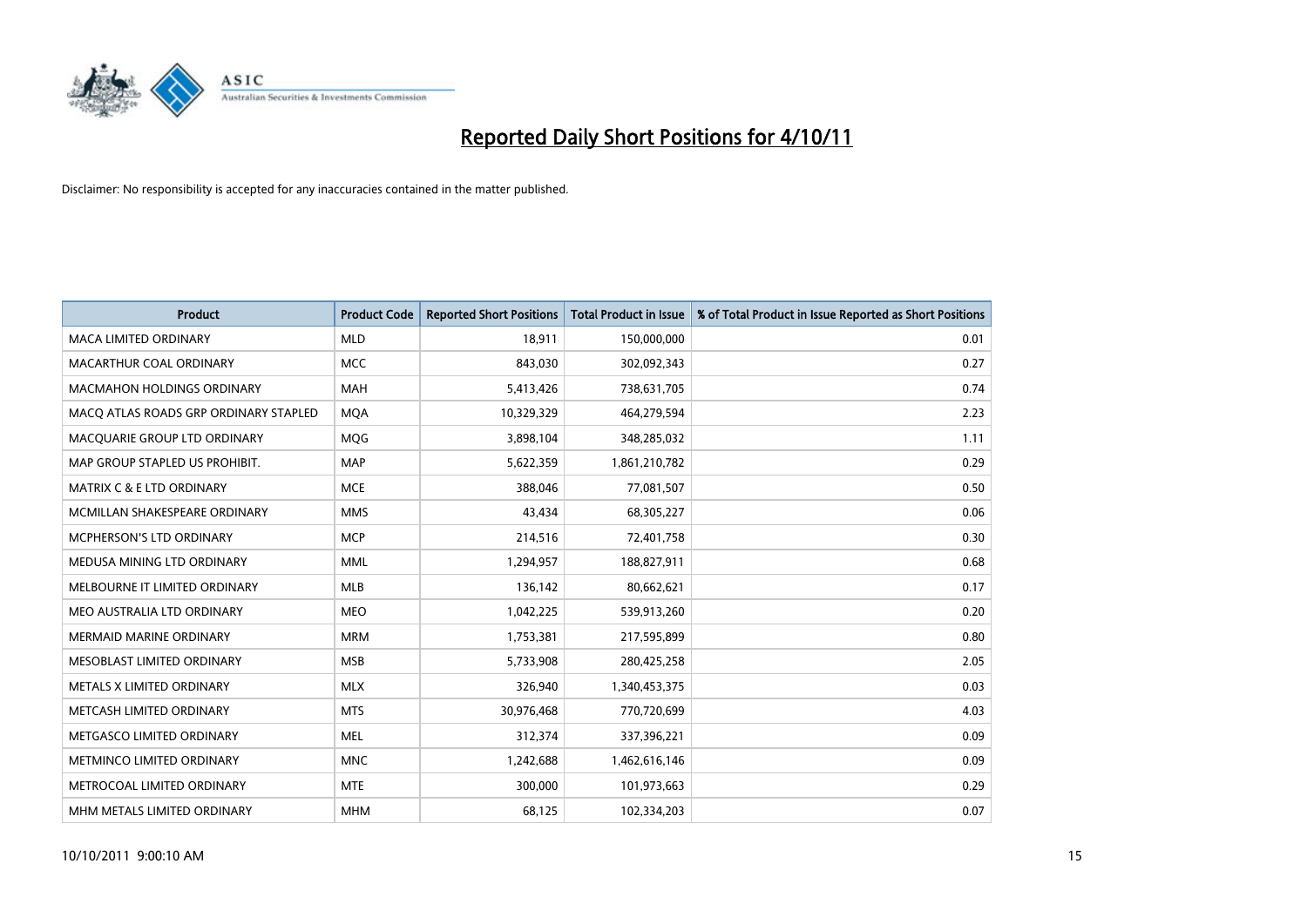# Reported Daily Short Positions for 4/10/11

Disclaimer: No responsibility is accepted for any inaccuracies contained in the matter published.

| Product | Product Code | Reported Short Positions | Total Product in Issue | % of Total Product in Issue Reported as Short Positions |
|---|---|---|---|---|
| MACA LIMITED ORDINARY | MLD | 18,911 | 150,000,000 | 0.01 |
| MACARTHUR COAL ORDINARY | MCC | 843,030 | 302,092,343 | 0.27 |
| MACMAHON HOLDINGS ORDINARY | MAH | 5,413,426 | 738,631,705 | 0.74 |
| MACQ ATLAS ROADS GRP ORDINARY STAPLED | MQA | 10,329,329 | 464,279,594 | 2.23 |
| MACQUARIE GROUP LTD ORDINARY | MQG | 3,898,104 | 348,285,032 | 1.11 |
| MAP GROUP STAPLED US PROHIBIT. | MAP | 5,622,359 | 1,861,210,782 | 0.29 |
| MATRIX C & E LTD ORDINARY | MCE | 388,046 | 77,081,507 | 0.50 |
| MCMILLAN SHAKESPEARE ORDINARY | MMS | 43,434 | 68,305,227 | 0.06 |
| MCPHERSON'S LTD ORDINARY | MCP | 214,516 | 72,401,758 | 0.30 |
| MEDUSA MINING LTD ORDINARY | MML | 1,294,957 | 188,827,911 | 0.68 |
| MELBOURNE IT LIMITED ORDINARY | MLB | 136,142 | 80,662,621 | 0.17 |
| MEO AUSTRALIA LTD ORDINARY | MEO | 1,042,225 | 539,913,260 | 0.20 |
| MERMAID MARINE ORDINARY | MRM | 1,753,381 | 217,595,899 | 0.80 |
| MESOBLAST LIMITED ORDINARY | MSB | 5,733,908 | 280,425,258 | 2.05 |
| METALS X LIMITED ORDINARY | MLX | 326,940 | 1,340,453,375 | 0.03 |
| METCASH LIMITED ORDINARY | MTS | 30,976,468 | 770,720,699 | 4.03 |
| METGASCO LIMITED ORDINARY | MEL | 312,374 | 337,396,221 | 0.09 |
| METMINCO LIMITED ORDINARY | MNC | 1,242,688 | 1,462,616,146 | 0.09 |
| METROCOAL LIMITED ORDINARY | MTE | 300,000 | 101,973,663 | 0.29 |
| MHM METALS LIMITED ORDINARY | MHM | 68,125 | 102,334,203 | 0.07 |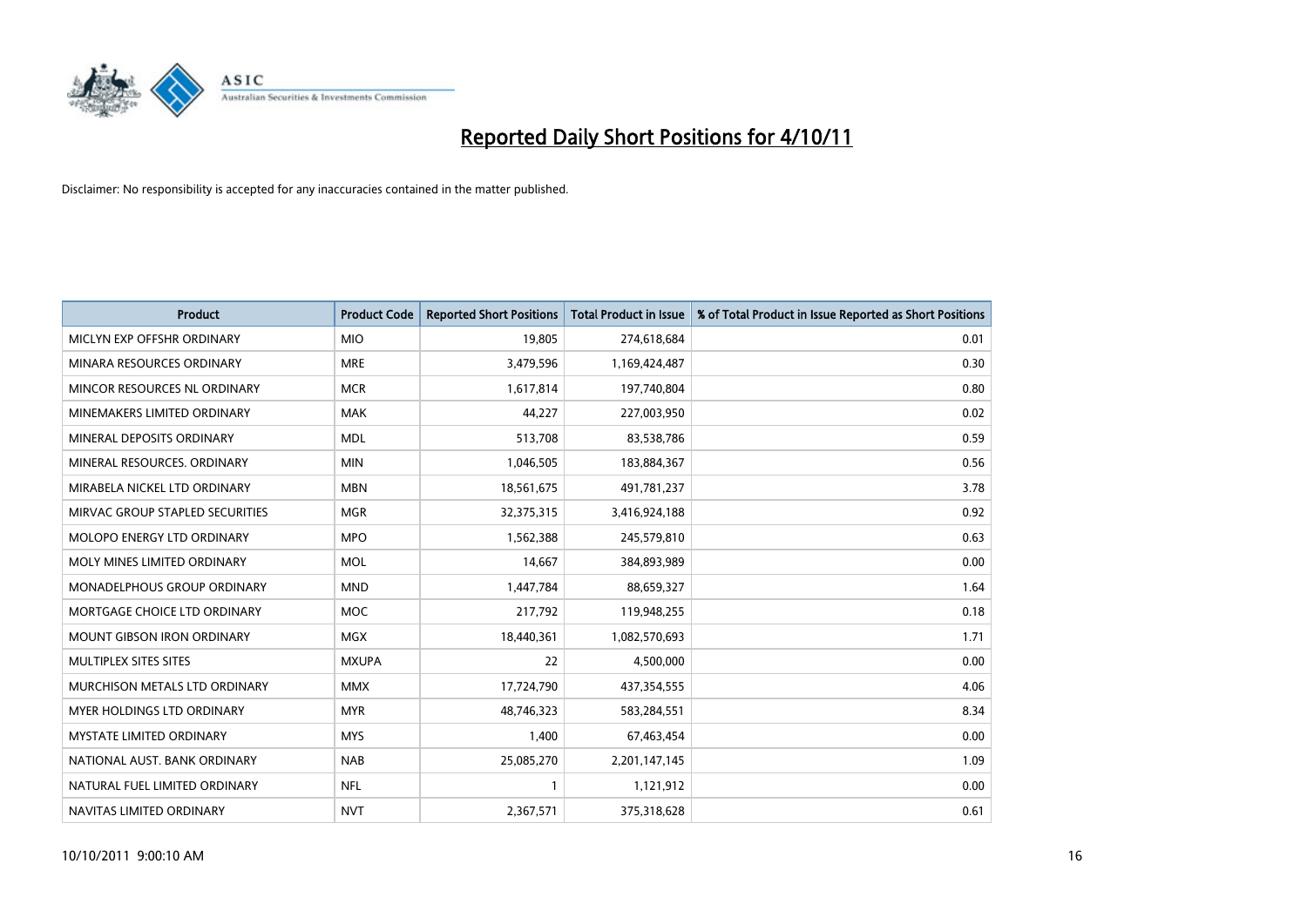# Reported Daily Short Positions for 4/10/11

Disclaimer: No responsibility is accepted for any inaccuracies contained in the matter published.

| Product | Product Code | Reported Short Positions | Total Product in Issue | % of Total Product in Issue Reported as Short Positions |
|---|---|---|---|---|
| MICLYN EXP OFFSHR ORDINARY | MIO | 19,805 | 274,618,684 | 0.01 |
| MINARA RESOURCES ORDINARY | MRE | 3,479,596 | 1,169,424,487 | 0.30 |
| MINCOR RESOURCES NL ORDINARY | MCR | 1,617,814 | 197,740,804 | 0.80 |
| MINEMAKERS LIMITED ORDINARY | MAK | 44,227 | 227,003,950 | 0.02 |
| MINERAL DEPOSITS ORDINARY | MDL | 513,708 | 83,538,786 | 0.59 |
| MINERAL RESOURCES. ORDINARY | MIN | 1,046,505 | 183,884,367 | 0.56 |
| MIRABELA NICKEL LTD ORDINARY | MBN | 18,561,675 | 491,781,237 | 3.78 |
| MIRVAC GROUP STAPLED SECURITIES | MGR | 32,375,315 | 3,416,924,188 | 0.92 |
| MOLOPO ENERGY LTD ORDINARY | MPO | 1,562,388 | 245,579,810 | 0.63 |
| MOLY MINES LIMITED ORDINARY | MOL | 14,667 | 384,893,989 | 0.00 |
| MONADELPHOUS GROUP ORDINARY | MND | 1,447,784 | 88,659,327 | 1.64 |
| MORTGAGE CHOICE LTD ORDINARY | MOC | 217,792 | 119,948,255 | 0.18 |
| MOUNT GIBSON IRON ORDINARY | MGX | 18,440,361 | 1,082,570,693 | 1.71 |
| MULTIPLEX SITES SITES | MXUPA | 22 | 4,500,000 | 0.00 |
| MURCHISON METALS LTD ORDINARY | MMX | 17,724,790 | 437,354,555 | 4.06 |
| MYER HOLDINGS LTD ORDINARY | MYR | 48,746,323 | 583,284,551 | 8.34 |
| MYSTATE LIMITED ORDINARY | MYS | 1,400 | 67,463,454 | 0.00 |
| NATIONAL AUST. BANK ORDINARY | NAB | 25,085,270 | 2,201,147,145 | 1.09 |
| NATURAL FUEL LIMITED ORDINARY | NFL | 1 | 1,121,912 | 0.00 |
| NAVITAS LIMITED ORDINARY | NVT | 2,367,571 | 375,318,628 | 0.61 |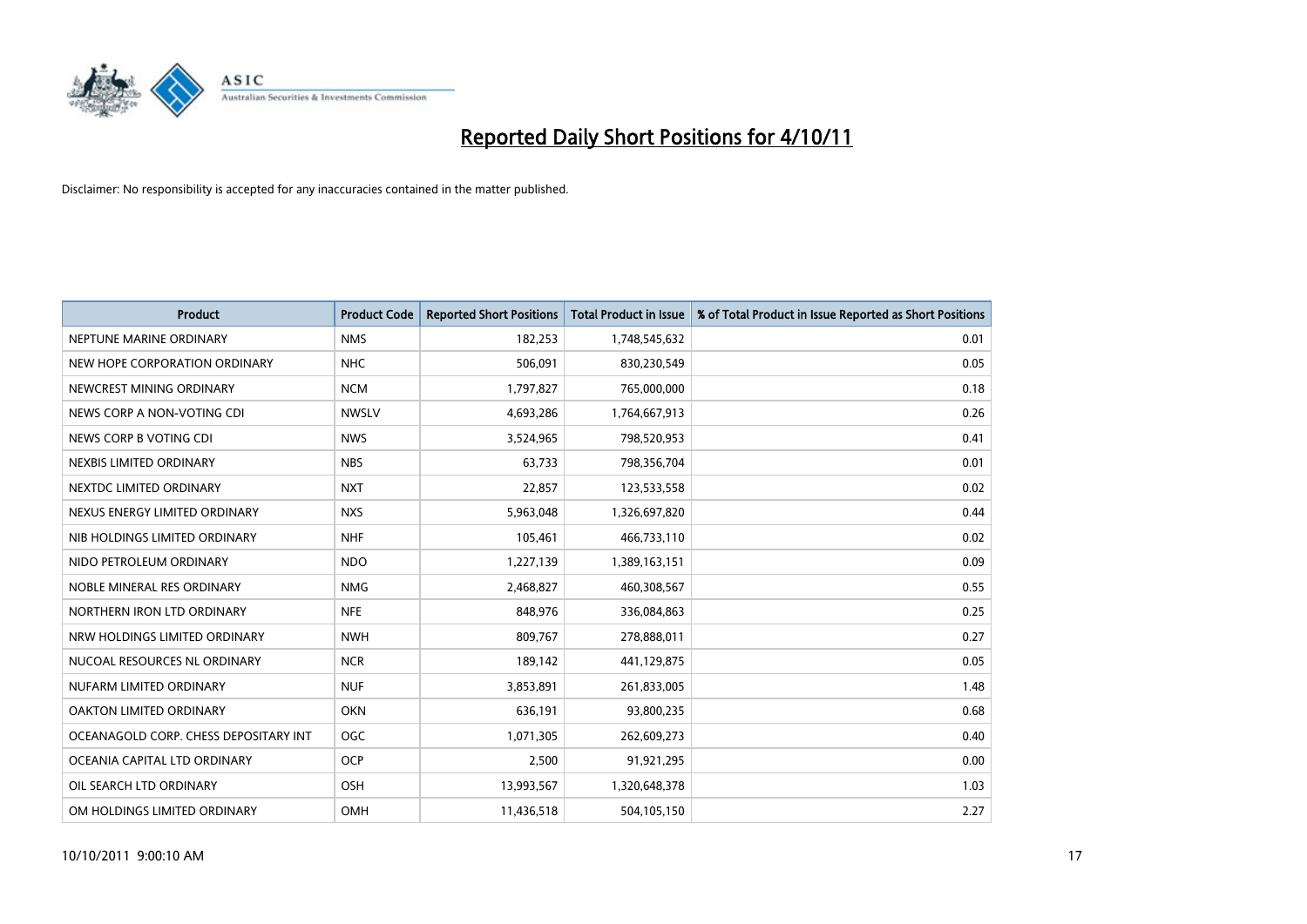# Reported Daily Short Positions for 4/10/11

Disclaimer: No responsibility is accepted for any inaccuracies contained in the matter published.

| Product | Product Code | Reported Short Positions | Total Product in Issue | % of Total Product in Issue Reported as Short Positions |
|---|---|---|---|---|
| NEPTUNE MARINE ORDINARY | NMS | 182,253 | 1,748,545,632 | 0.01 |
| NEW HOPE CORPORATION ORDINARY | NHC | 506,091 | 830,230,549 | 0.05 |
| NEWCREST MINING ORDINARY | NCM | 1,797,827 | 765,000,000 | 0.18 |
| NEWS CORP A NON-VOTING CDI | NWSLV | 4,693,286 | 1,764,667,913 | 0.26 |
| NEWS CORP B VOTING CDI | NWS | 3,524,965 | 798,520,953 | 0.41 |
| NEXBIS LIMITED ORDINARY | NBS | 63,733 | 798,356,704 | 0.01 |
| NEXTDC LIMITED ORDINARY | NXT | 22,857 | 123,533,558 | 0.02 |
| NEXUS ENERGY LIMITED ORDINARY | NXS | 5,963,048 | 1,326,697,820 | 0.44 |
| NIB HOLDINGS LIMITED ORDINARY | NHF | 105,461 | 466,733,110 | 0.02 |
| NIDO PETROLEUM ORDINARY | NDO | 1,227,139 | 1,389,163,151 | 0.09 |
| NOBLE MINERAL RES ORDINARY | NMG | 2,468,827 | 460,308,567 | 0.55 |
| NORTHERN IRON LTD ORDINARY | NFE | 848,976 | 336,084,863 | 0.25 |
| NRW HOLDINGS LIMITED ORDINARY | NWH | 809,767 | 278,888,011 | 0.27 |
| NUCOAL RESOURCES NL ORDINARY | NCR | 189,142 | 441,129,875 | 0.05 |
| NUFARM LIMITED ORDINARY | NUF | 3,853,891 | 261,833,005 | 1.48 |
| OAKTON LIMITED ORDINARY | OKN | 636,191 | 93,800,235 | 0.68 |
| OCEANAGOLD CORP. CHESS DEPOSITARY INT | OGC | 1,071,305 | 262,609,273 | 0.40 |
| OCEANIA CAPITAL LTD ORDINARY | OCP | 2,500 | 91,921,295 | 0.00 |
| OIL SEARCH LTD ORDINARY | OSH | 13,993,567 | 1,320,648,378 | 1.03 |
| OM HOLDINGS LIMITED ORDINARY | OMH | 11,436,518 | 504,105,150 | 2.27 |

10/10/2011 9:00:10 AM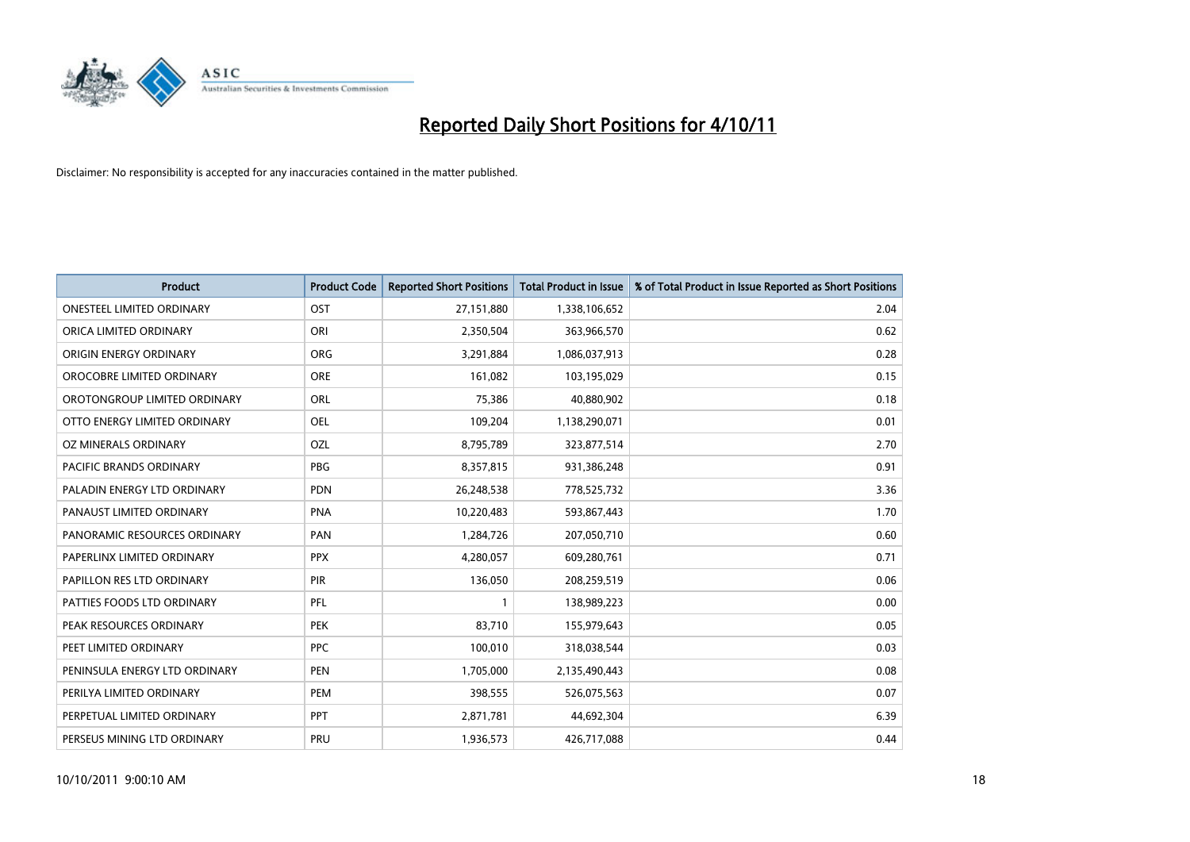# Reported Daily Short Positions for 4/10/11

Disclaimer: No responsibility is accepted for any inaccuracies contained in the matter published.

| Product | Product Code | Reported Short Positions | Total Product in Issue | % of Total Product in Issue Reported as Short Positions |
|---|---|---|---|---|
| ONESTEEL LIMITED ORDINARY | OST | 27,151,880 | 1,338,106,652 | 2.04 |
| ORICA LIMITED ORDINARY | ORI | 2,350,504 | 363,966,570 | 0.62 |
| ORIGIN ENERGY ORDINARY | ORG | 3,291,884 | 1,086,037,913 | 0.28 |
| OROCOBRE LIMITED ORDINARY | ORE | 161,082 | 103,195,029 | 0.15 |
| OROTONGROUP LIMITED ORDINARY | ORL | 75,386 | 40,880,902 | 0.18 |
| OTTO ENERGY LIMITED ORDINARY | OEL | 109,204 | 1,138,290,071 | 0.01 |
| OZ MINERALS ORDINARY | OZL | 8,795,789 | 323,877,514 | 2.70 |
| PACIFIC BRANDS ORDINARY | PBG | 8,357,815 | 931,386,248 | 0.91 |
| PALADIN ENERGY LTD ORDINARY | PDN | 26,248,538 | 778,525,732 | 3.36 |
| PANAUST LIMITED ORDINARY | PNA | 10,220,483 | 593,867,443 | 1.70 |
| PANORAMIC RESOURCES ORDINARY | PAN | 1,284,726 | 207,050,710 | 0.60 |
| PAPERLINX LIMITED ORDINARY | PPX | 4,280,057 | 609,280,761 | 0.71 |
| PAPILLON RES LTD ORDINARY | PIR | 136,050 | 208,259,519 | 0.06 |
| PATTIES FOODS LTD ORDINARY | PFL | 1 | 138,989,223 | 0.00 |
| PEAK RESOURCES ORDINARY | PEK | 83,710 | 155,979,643 | 0.05 |
| PEET LIMITED ORDINARY | PPC | 100,010 | 318,038,544 | 0.03 |
| PENINSULA ENERGY LTD ORDINARY | PEN | 1,705,000 | 2,135,490,443 | 0.08 |
| PERILYA LIMITED ORDINARY | PEM | 398,555 | 526,075,563 | 0.07 |
| PERPETUAL LIMITED ORDINARY | PPT | 2,871,781 | 44,692,304 | 6.39 |
| PERSEUS MINING LTD ORDINARY | PRU | 1,936,573 | 426,717,088 | 0.44 |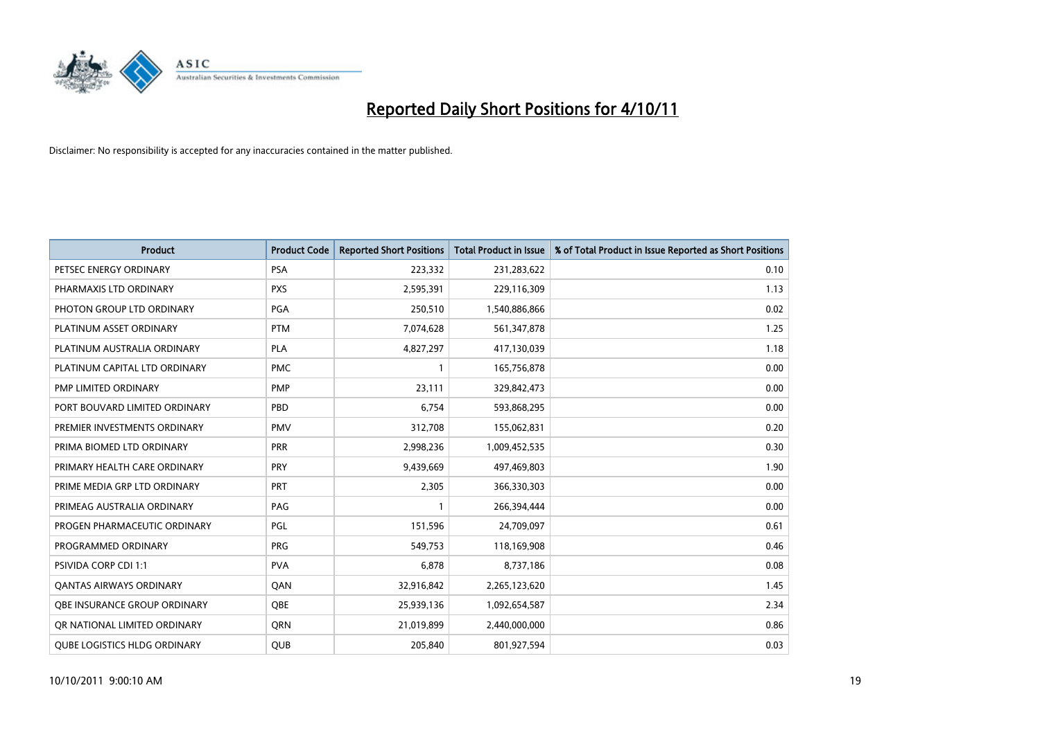# Reported Daily Short Positions for 4/10/11

Disclaimer: No responsibility is accepted for any inaccuracies contained in the matter published.

| Product | Product Code | Reported Short Positions | Total Product in Issue | % of Total Product in Issue Reported as Short Positions |
|---|---|---|---|---|
| PETSEC ENERGY ORDINARY | PSA | 223,332 | 231,283,622 | 0.10 |
| PHARMAXIS LTD ORDINARY | PXS | 2,595,391 | 229,116,309 | 1.13 |
| PHOTON GROUP LTD ORDINARY | PGA | 250,510 | 1,540,886,866 | 0.02 |
| PLATINUM ASSET ORDINARY | PTM | 7,074,628 | 561,347,878 | 1.25 |
| PLATINUM AUSTRALIA ORDINARY | PLA | 4,827,297 | 417,130,039 | 1.18 |
| PLATINUM CAPITAL LTD ORDINARY | PMC | 1 | 165,756,878 | 0.00 |
| PMP LIMITED ORDINARY | PMP | 23,111 | 329,842,473 | 0.00 |
| PORT BOUVARD LIMITED ORDINARY | PBD | 6,754 | 593,868,295 | 0.00 |
| PREMIER INVESTMENTS ORDINARY | PMV | 312,708 | 155,062,831 | 0.20 |
| PRIMA BIOMED LTD ORDINARY | PRR | 2,998,236 | 1,009,452,535 | 0.30 |
| PRIMARY HEALTH CARE ORDINARY | PRY | 9,439,669 | 497,469,803 | 1.90 |
| PRIME MEDIA GRP LTD ORDINARY | PRT | 2,305 | 366,330,303 | 0.00 |
| PRIMEAG AUSTRALIA ORDINARY | PAG | 1 | 266,394,444 | 0.00 |
| PROGEN PHARMACEUTIC ORDINARY | PGL | 151,596 | 24,709,097 | 0.61 |
| PROGRAMMED ORDINARY | PRG | 549,753 | 118,169,908 | 0.46 |
| PSIVIDA CORP CDI 1:1 | PVA | 6,878 | 8,737,186 | 0.08 |
| QANTAS AIRWAYS ORDINARY | QAN | 32,916,842 | 2,265,123,620 | 1.45 |
| QBE INSURANCE GROUP ORDINARY | QBE | 25,939,136 | 1,092,654,587 | 2.34 |
| QR NATIONAL LIMITED ORDINARY | QRN | 21,019,899 | 2,440,000,000 | 0.86 |
| QUBE LOGISTICS HLDG ORDINARY | QUB | 205,840 | 801,927,594 | 0.03 |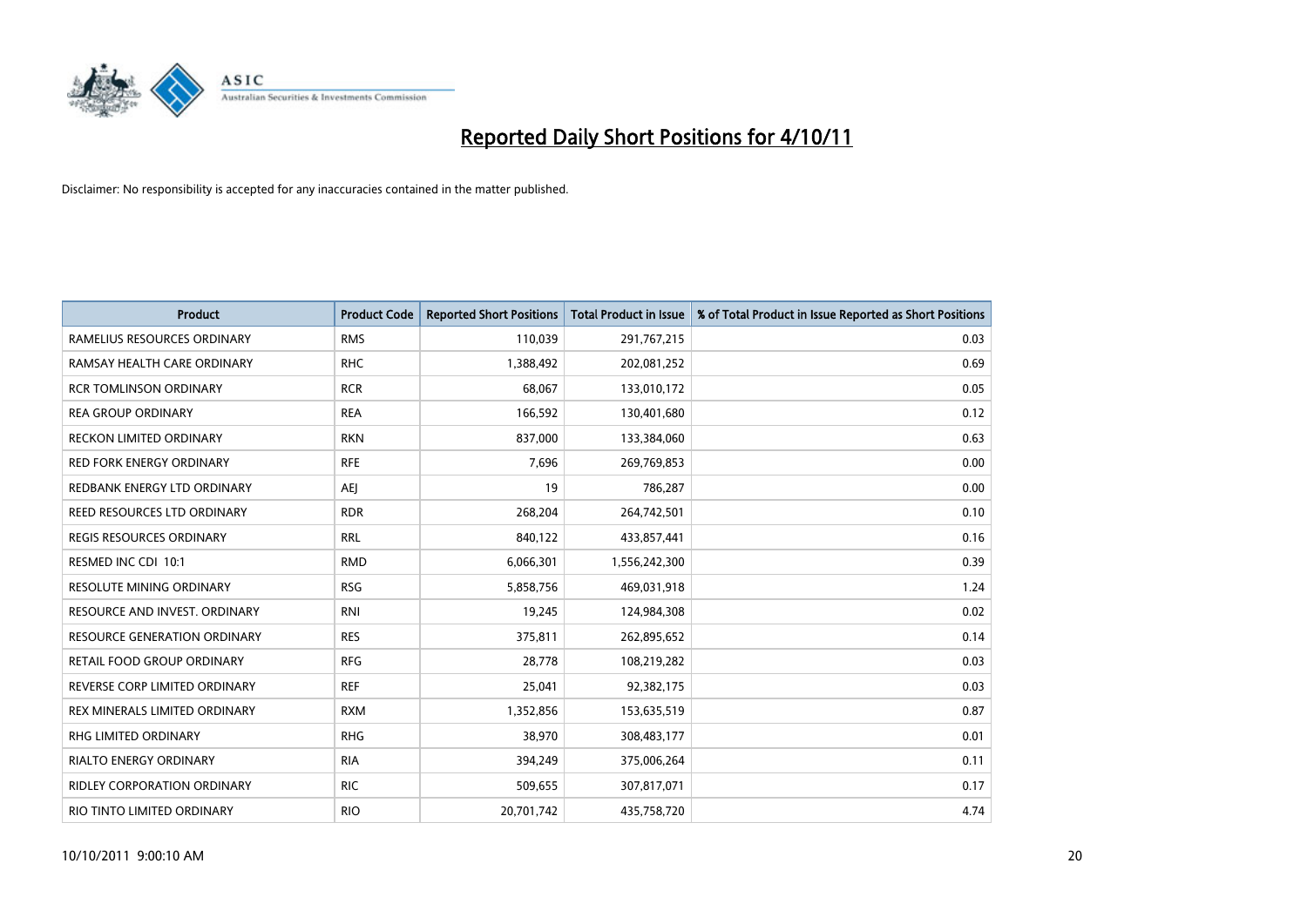# Reported Daily Short Positions for 4/10/11

Disclaimer: No responsibility is accepted for any inaccuracies contained in the matter published.

| Product | Product Code | Reported Short Positions | Total Product in Issue | % of Total Product in Issue Reported as Short Positions |
|---|---|---|---|---|
| RAMELIUS RESOURCES ORDINARY | RMS | 110,039 | 291,767,215 | 0.03 |
| RAMSAY HEALTH CARE ORDINARY | RHC | 1,388,492 | 202,081,252 | 0.69 |
| RCR TOMLINSON ORDINARY | RCR | 68,067 | 133,010,172 | 0.05 |
| REA GROUP ORDINARY | REA | 166,592 | 130,401,680 | 0.12 |
| RECKON LIMITED ORDINARY | RKN | 837,000 | 133,384,060 | 0.63 |
| RED FORK ENERGY ORDINARY | RFE | 7,696 | 269,769,853 | 0.00 |
| REDBANK ENERGY LTD ORDINARY | AEJ | 19 | 786,287 | 0.00 |
| REED RESOURCES LTD ORDINARY | RDR | 268,204 | 264,742,501 | 0.10 |
| REGIS RESOURCES ORDINARY | RRL | 840,122 | 433,857,441 | 0.16 |
| RESMED INC CDI 10:1 | RMD | 6,066,301 | 1,556,242,300 | 0.39 |
| RESOLUTE MINING ORDINARY | RSG | 5,858,756 | 469,031,918 | 1.24 |
| RESOURCE AND INVEST. ORDINARY | RNI | 19,245 | 124,984,308 | 0.02 |
| RESOURCE GENERATION ORDINARY | RES | 375,811 | 262,895,652 | 0.14 |
| RETAIL FOOD GROUP ORDINARY | RFG | 28,778 | 108,219,282 | 0.03 |
| REVERSE CORP LIMITED ORDINARY | REF | 25,041 | 92,382,175 | 0.03 |
| REX MINERALS LIMITED ORDINARY | RXM | 1,352,856 | 153,635,519 | 0.87 |
| RHG LIMITED ORDINARY | RHG | 38,970 | 308,483,177 | 0.01 |
| RIALTO ENERGY ORDINARY | RIA | 394,249 | 375,006,264 | 0.11 |
| RIDLEY CORPORATION ORDINARY | RIC | 509,655 | 307,817,071 | 0.17 |
| RIO TINTO LIMITED ORDINARY | RIO | 20,701,742 | 435,758,720 | 4.74 |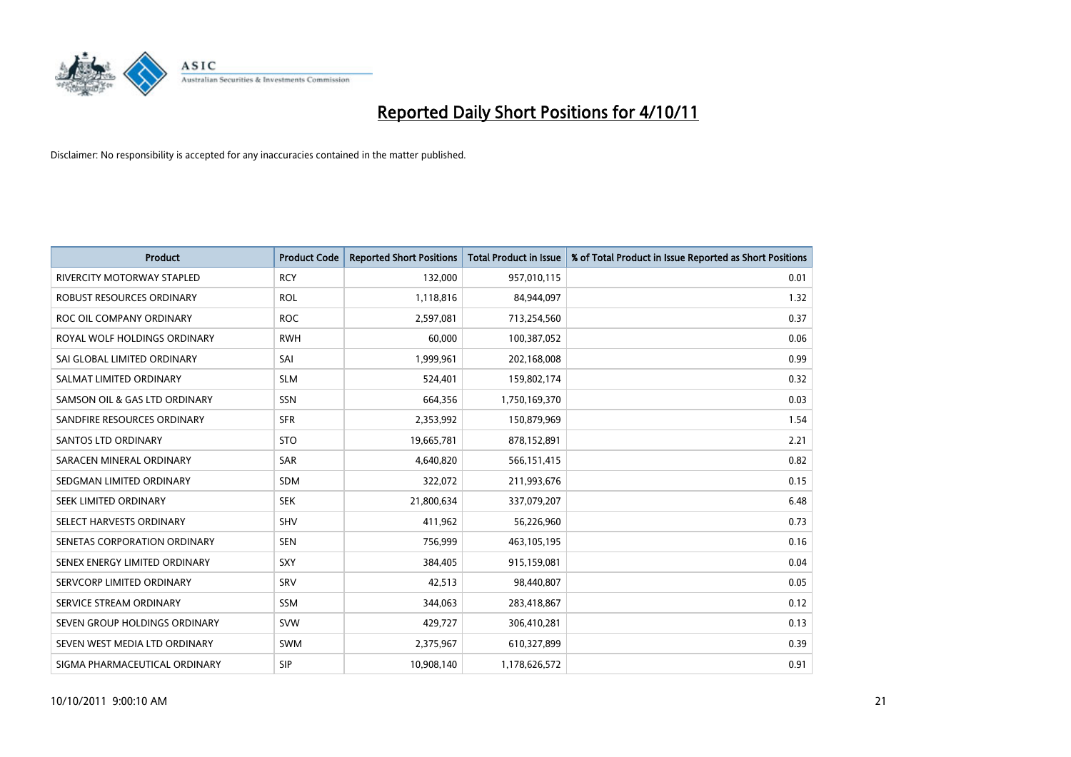# Reported Daily Short Positions for 4/10/11

Disclaimer: No responsibility is accepted for any inaccuracies contained in the matter published.

| Product | Product Code | Reported Short Positions | Total Product in Issue | % of Total Product in Issue Reported as Short Positions |
|---|---|---|---|---|
| RIVERCITY MOTORWAY STAPLED | RCY | 132,000 | 957,010,115 | 0.01 |
| ROBUST RESOURCES ORDINARY | ROL | 1,118,816 | 84,944,097 | 1.32 |
| ROC OIL COMPANY ORDINARY | ROC | 2,597,081 | 713,254,560 | 0.37 |
| ROYAL WOLF HOLDINGS ORDINARY | RWH | 60,000 | 100,387,052 | 0.06 |
| SAI GLOBAL LIMITED ORDINARY | SAI | 1,999,961 | 202,168,008 | 0.99 |
| SALMAT LIMITED ORDINARY | SLM | 524,401 | 159,802,174 | 0.32 |
| SAMSON OIL & GAS LTD ORDINARY | SSN | 664,356 | 1,750,169,370 | 0.03 |
| SANDFIRE RESOURCES ORDINARY | SFR | 2,353,992 | 150,879,969 | 1.54 |
| SANTOS LTD ORDINARY | STO | 19,665,781 | 878,152,891 | 2.21 |
| SARACEN MINERAL ORDINARY | SAR | 4,640,820 | 566,151,415 | 0.82 |
| SEDGMAN LIMITED ORDINARY | SDM | 322,072 | 211,993,676 | 0.15 |
| SEEK LIMITED ORDINARY | SEK | 21,800,634 | 337,079,207 | 6.48 |
| SELECT HARVESTS ORDINARY | SHV | 411,962 | 56,226,960 | 0.73 |
| SENETAS CORPORATION ORDINARY | SEN | 756,999 | 463,105,195 | 0.16 |
| SENEX ENERGY LIMITED ORDINARY | SXY | 384,405 | 915,159,081 | 0.04 |
| SERVCORP LIMITED ORDINARY | SRV | 42,513 | 98,440,807 | 0.05 |
| SERVICE STREAM ORDINARY | SSM | 344,063 | 283,418,867 | 0.12 |
| SEVEN GROUP HOLDINGS ORDINARY | SVW | 429,727 | 306,410,281 | 0.13 |
| SEVEN WEST MEDIA LTD ORDINARY | SWM | 2,375,967 | 610,327,899 | 0.39 |
| SIGMA PHARMACEUTICAL ORDINARY | SIP | 10,908,140 | 1,178,626,572 | 0.91 |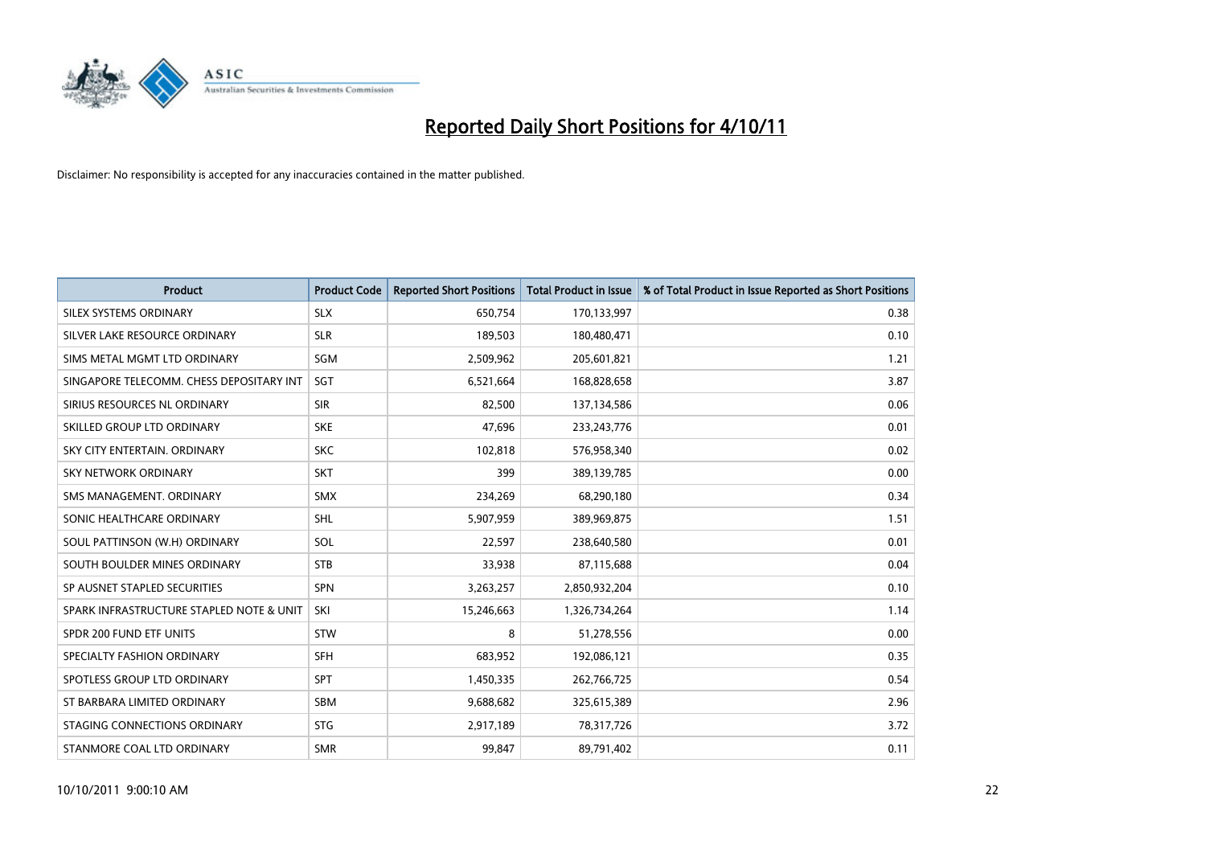# Reported Daily Short Positions for 4/10/11

Disclaimer: No responsibility is accepted for any inaccuracies contained in the matter published.

| Product | Product Code | Reported Short Positions | Total Product in Issue | % of Total Product in Issue Reported as Short Positions |
|---|---|---|---|---|
| SILEX SYSTEMS ORDINARY | SLX | 650,754 | 170,133,997 | 0.38 |
| SILVER LAKE RESOURCE ORDINARY | SLR | 189,503 | 180,480,471 | 0.10 |
| SIMS METAL MGMT LTD ORDINARY | SGM | 2,509,962 | 205,601,821 | 1.21 |
| SINGAPORE TELECOMM. CHESS DEPOSITARY INT | SGT | 6,521,664 | 168,828,658 | 3.87 |
| SIRIUS RESOURCES NL ORDINARY | SIR | 82,500 | 137,134,586 | 0.06 |
| SKILLED GROUP LTD ORDINARY | SKE | 47,696 | 233,243,776 | 0.01 |
| SKY CITY ENTERTAIN. ORDINARY | SKC | 102,818 | 576,958,340 | 0.02 |
| SKY NETWORK ORDINARY | SKT | 399 | 389,139,785 | 0.00 |
| SMS MANAGEMENT. ORDINARY | SMX | 234,269 | 68,290,180 | 0.34 |
| SONIC HEALTHCARE ORDINARY | SHL | 5,907,959 | 389,969,875 | 1.51 |
| SOUL PATTINSON (W.H) ORDINARY | SOL | 22,597 | 238,640,580 | 0.01 |
| SOUTH BOULDER MINES ORDINARY | STB | 33,938 | 87,115,688 | 0.04 |
| SP AUSNET STAPLED SECURITIES | SPN | 3,263,257 | 2,850,932,204 | 0.10 |
| SPARK INFRASTRUCTURE STAPLED NOTE & UNIT | SKI | 15,246,663 | 1,326,734,264 | 1.14 |
| SPDR 200 FUND ETF UNITS | STW | 8 | 51,278,556 | 0.00 |
| SPECIALTY FASHION ORDINARY | SFH | 683,952 | 192,086,121 | 0.35 |
| SPOTLESS GROUP LTD ORDINARY | SPT | 1,450,335 | 262,766,725 | 0.54 |
| ST BARBARA LIMITED ORDINARY | SBM | 9,688,682 | 325,615,389 | 2.96 |
| STAGING CONNECTIONS ORDINARY | STG | 2,917,189 | 78,317,726 | 3.72 |
| STANMORE COAL LTD ORDINARY | SMR | 99,847 | 89,791,402 | 0.11 |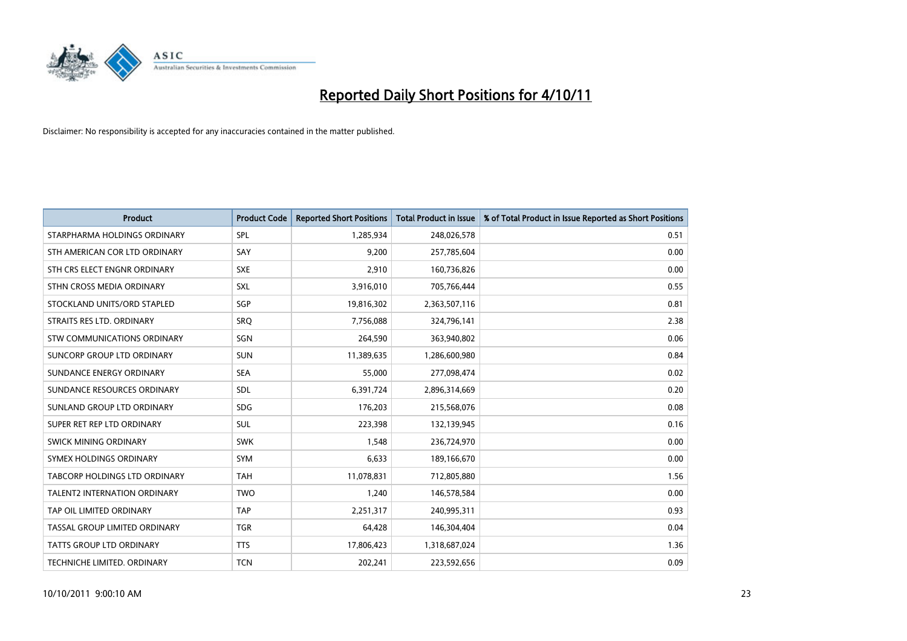# Reported Daily Short Positions for 4/10/11

Disclaimer: No responsibility is accepted for any inaccuracies contained in the matter published.

| Product | Product Code | Reported Short Positions | Total Product in Issue | % of Total Product in Issue Reported as Short Positions |
|---|---|---|---|---|
| STARPHARMA HOLDINGS ORDINARY | SPL | 1,285,934 | 248,026,578 | 0.51 |
| STH AMERICAN COR LTD ORDINARY | SAY | 9,200 | 257,785,604 | 0.00 |
| STH CRS ELECT ENGNR ORDINARY | SXE | 2,910 | 160,736,826 | 0.00 |
| STHN CROSS MEDIA ORDINARY | SXL | 3,916,010 | 705,766,444 | 0.55 |
| STOCKLAND UNITS/ORD STAPLED | SGP | 19,816,302 | 2,363,507,116 | 0.81 |
| STRAITS RES LTD. ORDINARY | SRQ | 7,756,088 | 324,796,141 | 2.38 |
| STW COMMUNICATIONS ORDINARY | SGN | 264,590 | 363,940,802 | 0.06 |
| SUNCORP GROUP LTD ORDINARY | SUN | 11,389,635 | 1,286,600,980 | 0.84 |
| SUNDANCE ENERGY ORDINARY | SEA | 55,000 | 277,098,474 | 0.02 |
| SUNDANCE RESOURCES ORDINARY | SDL | 6,391,724 | 2,896,314,669 | 0.20 |
| SUNLAND GROUP LTD ORDINARY | SDG | 176,203 | 215,568,076 | 0.08 |
| SUPER RET REP LTD ORDINARY | SUL | 223,398 | 132,139,945 | 0.16 |
| SWICK MINING ORDINARY | SWK | 1,548 | 236,724,970 | 0.00 |
| SYMEX HOLDINGS ORDINARY | SYM | 6,633 | 189,166,670 | 0.00 |
| TABCORP HOLDINGS LTD ORDINARY | TAH | 11,078,831 | 712,805,880 | 1.56 |
| TALENT2 INTERNATION ORDINARY | TWO | 1,240 | 146,578,584 | 0.00 |
| TAP OIL LIMITED ORDINARY | TAP | 2,251,317 | 240,995,311 | 0.93 |
| TASSAL GROUP LIMITED ORDINARY | TGR | 64,428 | 146,304,404 | 0.04 |
| TATTS GROUP LTD ORDINARY | TTS | 17,806,423 | 1,318,687,024 | 1.36 |
| TECHNICHE LIMITED. ORDINARY | TCN | 202,241 | 223,592,656 | 0.09 |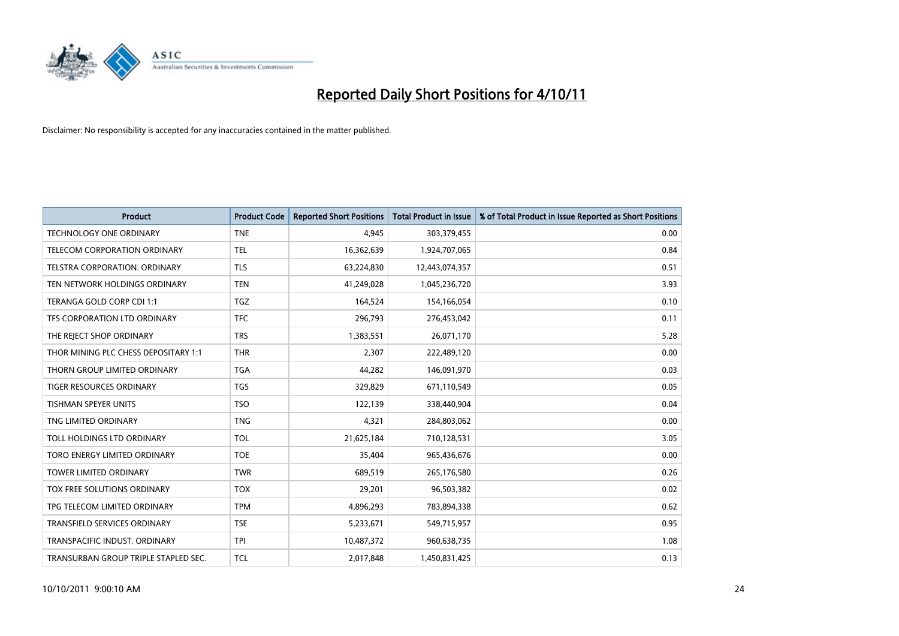# Reported Daily Short Positions for 4/10/11

Disclaimer: No responsibility is accepted for any inaccuracies contained in the matter published.

| Product | Product Code | Reported Short Positions | Total Product in Issue | % of Total Product in Issue Reported as Short Positions |
|---|---|---|---|---|
| TECHNOLOGY ONE ORDINARY | TNE | 4,945 | 303,379,455 | 0.00 |
| TELECOM CORPORATION ORDINARY | TEL | 16,362,639 | 1,924,707,065 | 0.84 |
| TELSTRA CORPORATION. ORDINARY | TLS | 63,224,830 | 12,443,074,357 | 0.51 |
| TEN NETWORK HOLDINGS ORDINARY | TEN | 41,249,028 | 1,045,236,720 | 3.93 |
| TERANGA GOLD CORP CDI 1:1 | TGZ | 164,524 | 154,166,054 | 0.10 |
| TFS CORPORATION LTD ORDINARY | TFC | 296,793 | 276,453,042 | 0.11 |
| THE REJECT SHOP ORDINARY | TRS | 1,383,551 | 26,071,170 | 5.28 |
| THOR MINING PLC CHESS DEPOSITARY 1:1 | THR | 2,307 | 222,489,120 | 0.00 |
| THORN GROUP LIMITED ORDINARY | TGA | 44,282 | 146,091,970 | 0.03 |
| TIGER RESOURCES ORDINARY | TGS | 329,829 | 671,110,549 | 0.05 |
| TISHMAN SPEYER UNITS | TSO | 122,139 | 338,440,904 | 0.04 |
| TNG LIMITED ORDINARY | TNG | 4,321 | 284,803,062 | 0.00 |
| TOLL HOLDINGS LTD ORDINARY | TOL | 21,625,184 | 710,128,531 | 3.05 |
| TORO ENERGY LIMITED ORDINARY | TOE | 35,404 | 965,436,676 | 0.00 |
| TOWER LIMITED ORDINARY | TWR | 689,519 | 265,176,580 | 0.26 |
| TOX FREE SOLUTIONS ORDINARY | TOX | 29,201 | 96,503,382 | 0.02 |
| TPG TELECOM LIMITED ORDINARY | TPM | 4,896,293 | 783,894,338 | 0.62 |
| TRANSFIELD SERVICES ORDINARY | TSE | 5,233,671 | 549,715,957 | 0.95 |
| TRANSPACIFIC INDUST. ORDINARY | TPI | 10,487,372 | 960,638,735 | 1.08 |
| TRANSURBAN GROUP TRIPLE STAPLED SEC. | TCL | 2,017,848 | 1,450,831,425 | 0.13 |

10/10/2011 9:00:10 AM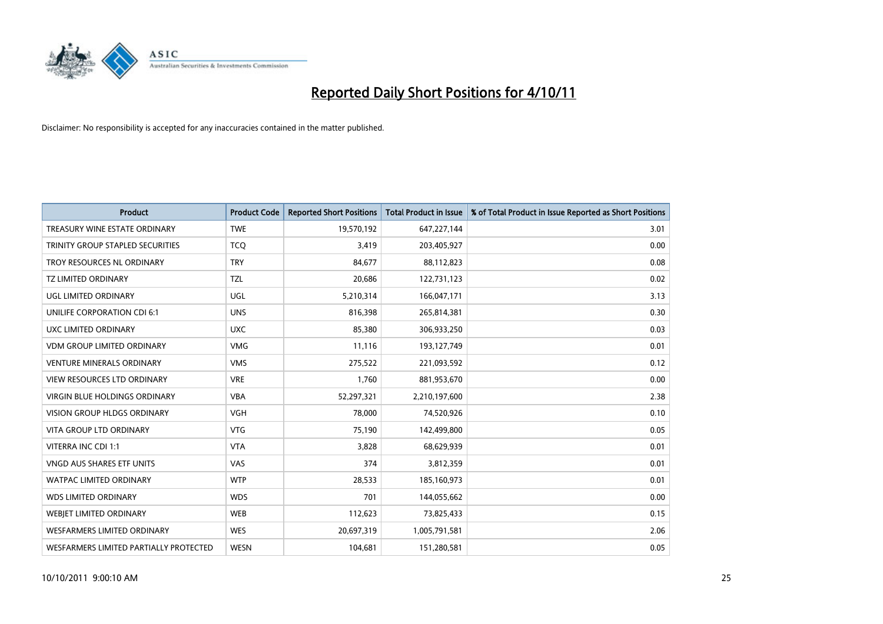# Reported Daily Short Positions for 4/10/11

Disclaimer: No responsibility is accepted for any inaccuracies contained in the matter published.

| Product | Product Code | Reported Short Positions | Total Product in Issue | % of Total Product in Issue Reported as Short Positions |
|---|---|---|---|---|
| TREASURY WINE ESTATE ORDINARY | TWE | 19,570,192 | 647,227,144 | 3.01 |
| TRINITY GROUP STAPLED SECURITIES | TCQ | 3,419 | 203,405,927 | 0.00 |
| TROY RESOURCES NL ORDINARY | TRY | 84,677 | 88,112,823 | 0.08 |
| TZ LIMITED ORDINARY | TZL | 20,686 | 122,731,123 | 0.02 |
| UGL LIMITED ORDINARY | UGL | 5,210,314 | 166,047,171 | 3.13 |
| UNILIFE CORPORATION CDI 6:1 | UNS | 816,398 | 265,814,381 | 0.30 |
| UXC LIMITED ORDINARY | UXC | 85,380 | 306,933,250 | 0.03 |
| VDM GROUP LIMITED ORDINARY | VMG | 11,116 | 193,127,749 | 0.01 |
| VENTURE MINERALS ORDINARY | VMS | 275,522 | 221,093,592 | 0.12 |
| VIEW RESOURCES LTD ORDINARY | VRE | 1,760 | 881,953,670 | 0.00 |
| VIRGIN BLUE HOLDINGS ORDINARY | VBA | 52,297,321 | 2,210,197,600 | 2.38 |
| VISION GROUP HLDGS ORDINARY | VGH | 78,000 | 74,520,926 | 0.10 |
| VITA GROUP LTD ORDINARY | VTG | 75,190 | 142,499,800 | 0.05 |
| VITERRA INC CDI 1:1 | VTA | 3,828 | 68,629,939 | 0.01 |
| VNGD AUS SHARES ETF UNITS | VAS | 374 | 3,812,359 | 0.01 |
| WATPAC LIMITED ORDINARY | WTP | 28,533 | 185,160,973 | 0.01 |
| WDS LIMITED ORDINARY | WDS | 701 | 144,055,662 | 0.00 |
| WEBJET LIMITED ORDINARY | WEB | 112,623 | 73,825,433 | 0.15 |
| WESFARMERS LIMITED ORDINARY | WES | 20,697,319 | 1,005,791,581 | 2.06 |
| WESFARMERS LIMITED PARTIALLY PROTECTED | WESN | 104,681 | 151,280,581 | 0.05 |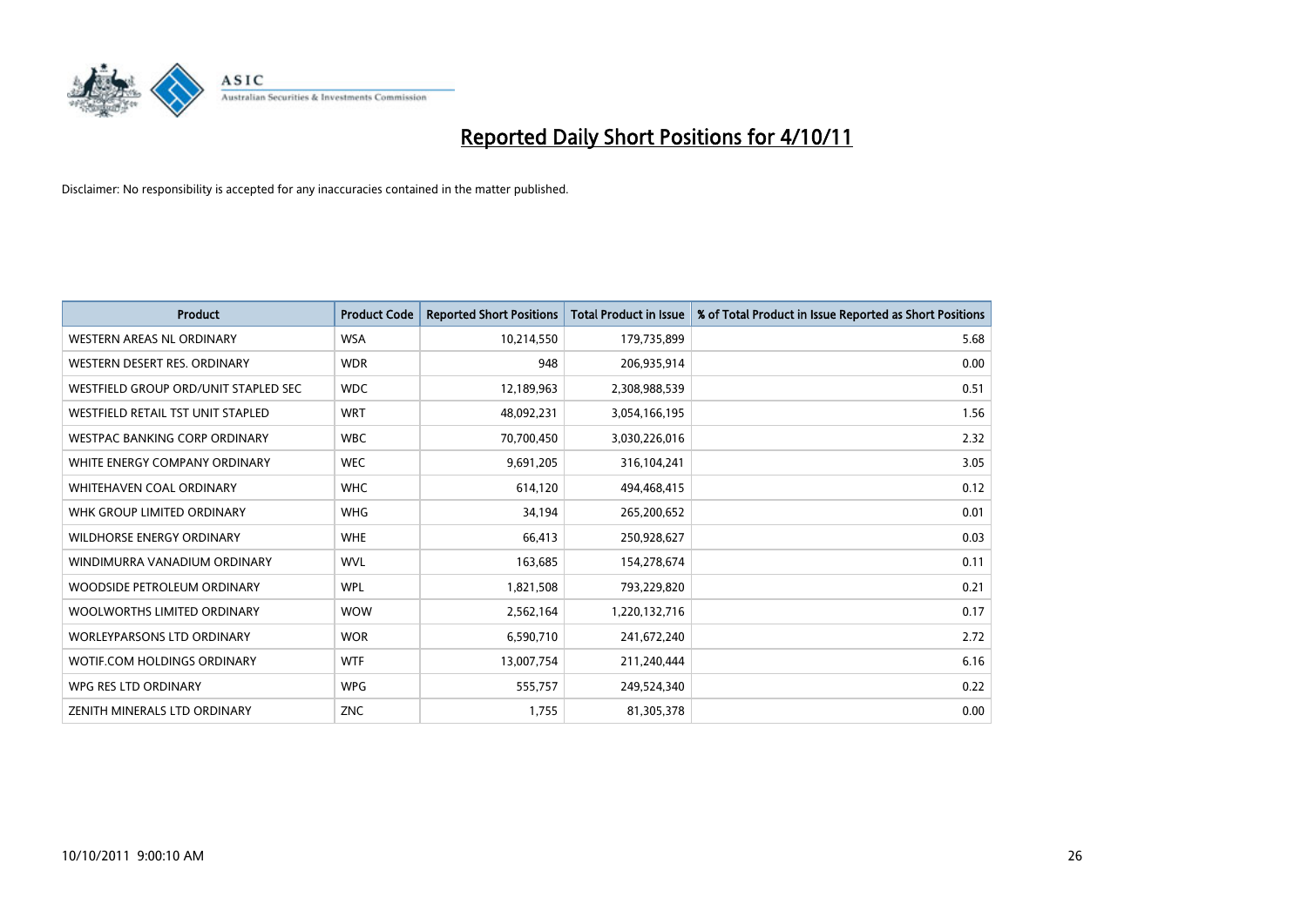# Reported Daily Short Positions for 4/10/11

Disclaimer: No responsibility is accepted for any inaccuracies contained in the matter published.

| Product | Product Code | Reported Short Positions | Total Product in Issue | % of Total Product in Issue Reported as Short Positions |
|---|---|---|---|---|
| WESTERN AREAS NL ORDINARY | WSA | 10,214,550 | 179,735,899 | 5.68 |
| WESTERN DESERT RES. ORDINARY | WDR | 948 | 206,935,914 | 0.00 |
| WESTFIELD GROUP ORD/UNIT STAPLED SEC | WDC | 12,189,963 | 2,308,988,539 | 0.51 |
| WESTFIELD RETAIL TST UNIT STAPLED | WRT | 48,092,231 | 3,054,166,195 | 1.56 |
| WESTPAC BANKING CORP ORDINARY | WBC | 70,700,450 | 3,030,226,016 | 2.32 |
| WHITE ENERGY COMPANY ORDINARY | WEC | 9,691,205 | 316,104,241 | 3.05 |
| WHITEHAVEN COAL ORDINARY | WHC | 614,120 | 494,468,415 | 0.12 |
| WHK GROUP LIMITED ORDINARY | WHG | 34,194 | 265,200,652 | 0.01 |
| WILDHORSE ENERGY ORDINARY | WHE | 66,413 | 250,928,627 | 0.03 |
| WINDIMURRA VANADIUM ORDINARY | WVL | 163,685 | 154,278,674 | 0.11 |
| WOODSIDE PETROLEUM ORDINARY | WPL | 1,821,508 | 793,229,820 | 0.21 |
| WOOLWORTHS LIMITED ORDINARY | WOW | 2,562,164 | 1,220,132,716 | 0.17 |
| WORLEYPARSONS LTD ORDINARY | WOR | 6,590,710 | 241,672,240 | 2.72 |
| WOTIF.COM HOLDINGS ORDINARY | WTF | 13,007,754 | 211,240,444 | 6.16 |
| WPG RES LTD ORDINARY | WPG | 555,757 | 249,524,340 | 0.22 |
| ZENITH MINERALS LTD ORDINARY | ZNC | 1,755 | 81,305,378 | 0.00 |

10/10/2011 9:00:10 AM